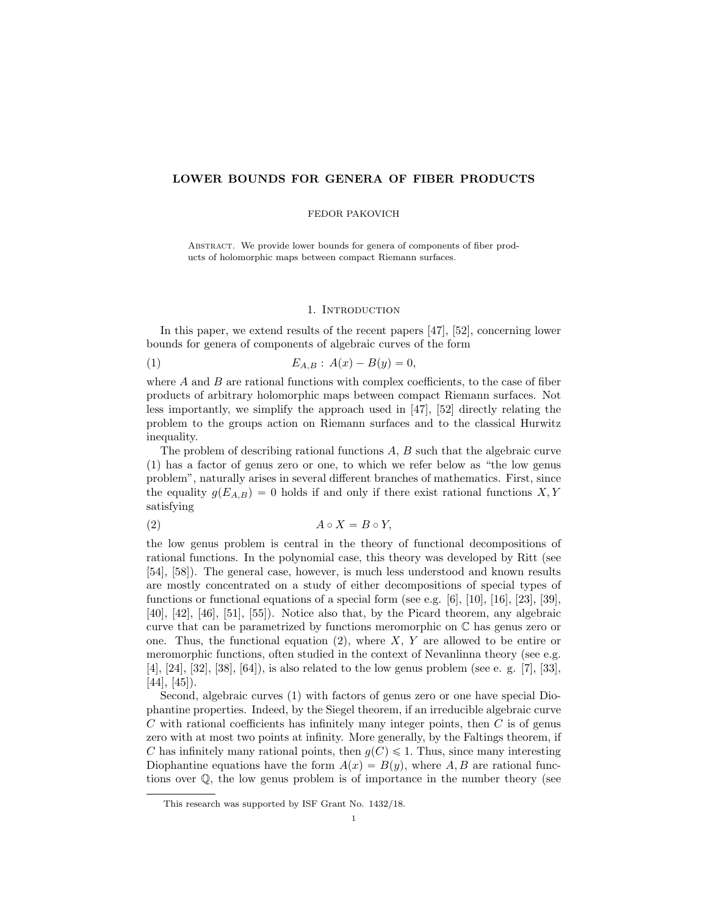# LOWER BOUNDS FOR GENERA OF FIBER PRODUCTS

FEDOR PAKOVICH

Abstract. We provide lower bounds for genera of components of fiber products of holomorphic maps between compact Riemann surfaces.

## 1. Introduction

In this paper, we extend results of the recent papers [47], [52], concerning lower bounds for genera of components of algebraic curves of the form

$$E_{A,B}:\ A(x) - B(y) = 0, \tag{1}$$

where $A$ and $B$ are rational functions with complex coefficients, to the case of fiber products of arbitrary holomorphic maps between compact Riemann surfaces. Not less importantly, we simplify the approach used in [47], [52] directly relating the problem to the groups action on Riemann surfaces and to the classical Hurwitz inequality.

The problem of describing rational functions $A$, $B$ such that the algebraic curve (1) has a factor of genus zero or one, to which we refer below as "the low genus problem", naturally arises in several different branches of mathematics. First, since the equality $g(E_{A,B}) = 0$ holds if and only if there exist rational functions $X, Y$ satisfying

$$A \circ X = B \circ Y, \tag{2}$$

the low genus problem is central in the theory of functional decompositions of rational functions. In the polynomial case, this theory was developed by Ritt (see [54], [58]). The general case, however, is much less understood and known results are mostly concentrated on a study of either decompositions of special types of functions or functional equations of a special form (see e.g. [6], [10], [16], [23], [39], [40], [42], [46], [51], [55]). Notice also that, by the Picard theorem, any algebraic curve that can be parametrized by functions meromorphic on $\mathbb{C}$ has genus zero or one. Thus, the functional equation (2), where $X$, $Y$ are allowed to be entire or meromorphic functions, often studied in the context of Nevanlinna theory (see e.g. [4], [24], [32], [38], [64]), is also related to the low genus problem (see e. g. [7], [33], [44], [45]).

Second, algebraic curves (1) with factors of genus zero or one have special Diophantine properties. Indeed, by the Siegel theorem, if an irreducible algebraic curve $C$ with rational coefficients has infinitely many integer points, then $C$ is of genus zero with at most two points at infinity. More generally, by the Faltings theorem, if $C$ has infinitely many rational points, then $g(C) \leqslant 1$. Thus, since many interesting Diophantine equations have the form $A(x) = B(y)$, where $A, B$ are rational functions over $\mathbb{Q}$, the low genus problem is of importance in the number theory (see

---

This research was supported by ISF Grant No. 1432/18.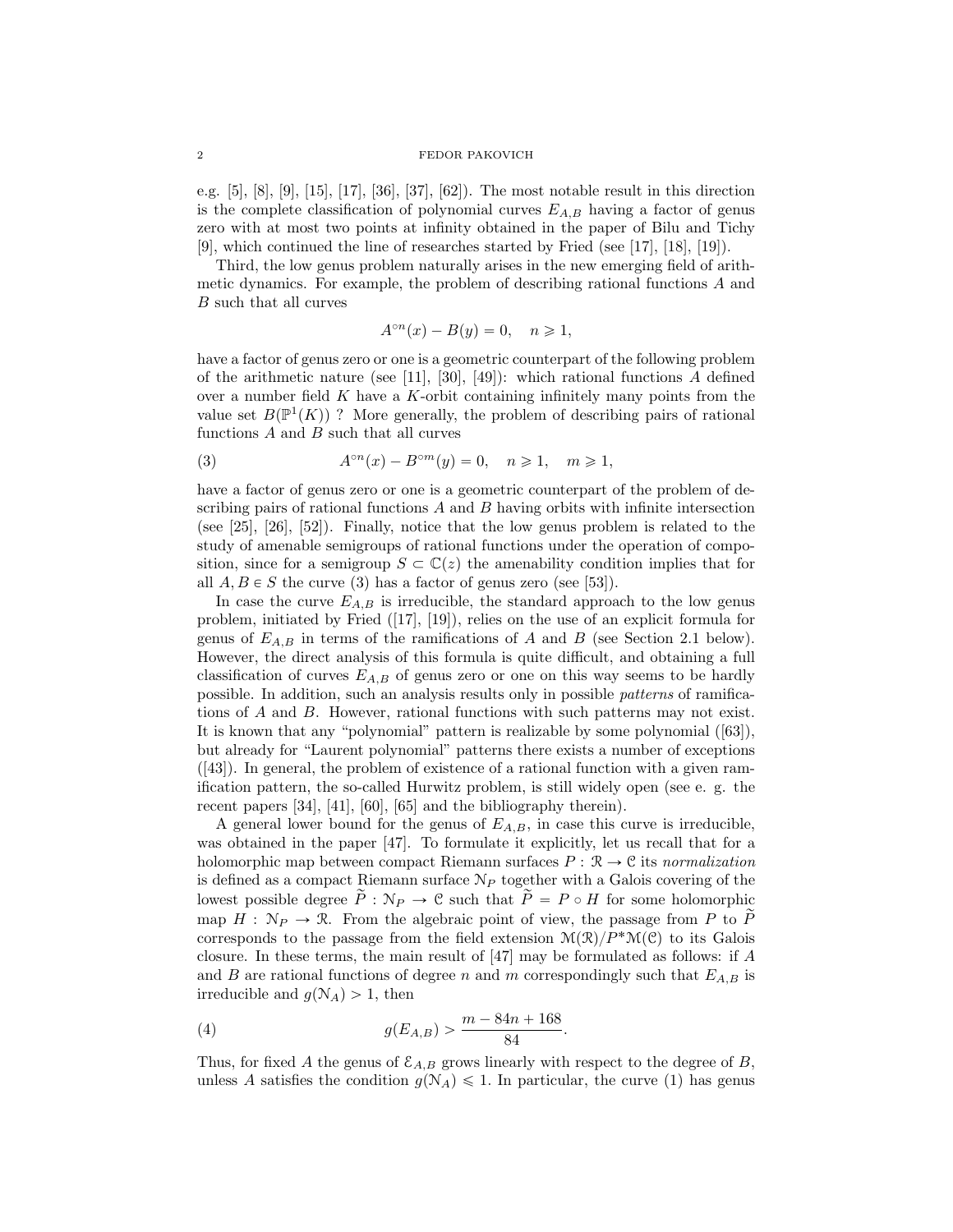e.g. [5], [8], [9], [15], [17], [36], [37], [62]). The most notable result in this direction is the complete classification of polynomial curves $E_{A,B}$ having a factor of genus zero with at most two points at infinity obtained in the paper of Bilu and Tichy [9], which continued the line of researches started by Fried (see [17], [18], [19]).

Third, the low genus problem naturally arises in the new emerging field of arithmetic dynamics. For example, the problem of describing rational functions $A$ and $B$ such that all curves

$$A^{\circ n}(x) - B(y) = 0, \quad n \geqslant 1,$$

have a factor of genus zero or one is a geometric counterpart of the following problem of the arithmetic nature (see [11], [30], [49]): which rational functions $A$ defined over a number field $K$ have a $K$-orbit containing infinitely many points from the value set $B(\mathbb{P}^1(K))$ ? More generally, the problem of describing pairs of rational functions $A$ and $B$ such that all curves

$$A^{\circ n}(x) - B^{\circ m}(y) = 0, \quad n \geqslant 1, \quad m \geqslant 1, \tag{3}$$

have a factor of genus zero or one is a geometric counterpart of the problem of describing pairs of rational functions $A$ and $B$ having orbits with infinite intersection (see [25], [26], [52]). Finally, notice that the low genus problem is related to the study of amenable semigroups of rational functions under the operation of composition, since for a semigroup $S \subset \mathbb{C}(z)$ the amenability condition implies that for all $A, B \in S$ the curve (3) has a factor of genus zero (see [53]).

In case the curve $E_{A,B}$ is irreducible, the standard approach to the low genus problem, initiated by Fried ([17], [19]), relies on the use of an explicit formula for genus of $E_{A,B}$ in terms of the ramifications of $A$ and $B$ (see Section 2.1 below). However, the direct analysis of this formula is quite difficult, and obtaining a full classification of curves $E_{A,B}$ of genus zero or one on this way seems to be hardly possible. In addition, such an analysis results only in possible *patterns* of ramifications of $A$ and $B$. However, rational functions with such patterns may not exist. It is known that any "polynomial" pattern is realizable by some polynomial ([63]), but already for "Laurent polynomial" patterns there exists a number of exceptions ([43]). In general, the problem of existence of a rational function with a given ramification pattern, the so-called Hurwitz problem, is still widely open (see e. g. the recent papers [34], [41], [60], [65] and the bibliography therein).

A general lower bound for the genus of $E_{A,B}$, in case this curve is irreducible, was obtained in the paper [47]. To formulate it explicitly, let us recall that for a holomorphic map between compact Riemann surfaces $P : \mathcal{R} \to \mathcal{C}$ its *normalization* is defined as a compact Riemann surface $\mathcal{N}_P$ together with a Galois covering of the lowest possible degree $\widetilde{P} : \mathcal{N}_P \to \mathcal{C}$ such that $\widetilde{P} = P \circ H$ for some holomorphic map $H : \mathcal{N}_P \to \mathcal{R}$. From the algebraic point of view, the passage from $P$ to $\widetilde{P}$ corresponds to the passage from the field extension $\mathcal{M}(\mathcal{R})/P^*\mathcal{M}(\mathcal{C})$ to its Galois closure. In these terms, the main result of [47] may be formulated as follows: if $A$ and $B$ are rational functions of degree $n$ and $m$ correspondingly such that $E_{A,B}$ is irreducible and $g(\mathcal{N}_A) > 1$, then

$$g(E_{A,B}) > \frac{m - 84n + 168}{84}. \tag{4}$$

Thus, for fixed $A$ the genus of $\mathcal{E}_{A,B}$ grows linearly with respect to the degree of $B$, unless $A$ satisfies the condition $g(\mathcal{N}_A) \leqslant 1$. In particular, the curve (1) has genus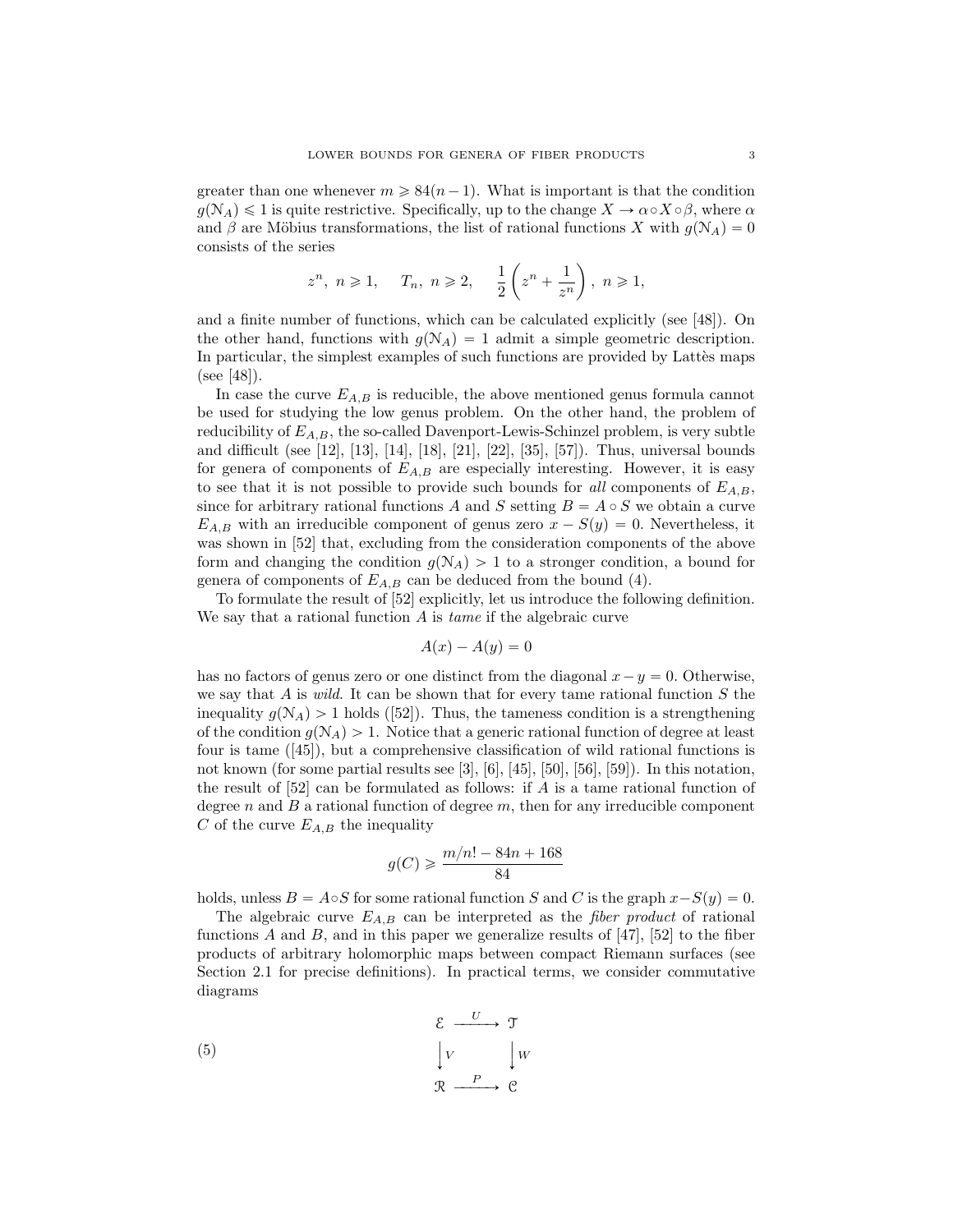greater than one whenever $m \geqslant 84(n-1)$. What is important is that the condition $g(\mathcal{N}_A) \leqslant 1$ is quite restrictive. Specifically, up to the change $X \to \alpha \circ X \circ \beta$, where $\alpha$ and $\beta$ are Möbius transformations, the list of rational functions $X$ with $g(\mathcal{N}_A) = 0$ consists of the series

$$z^n, \ n \geqslant 1, \qquad T_n, \ n \geqslant 2, \qquad \frac{1}{2}\left(z^n + \frac{1}{z^n}\right), \ n \geqslant 1,$$

and a finite number of functions, which can be calculated explicitly (see [48]). On the other hand, functions with $g(\mathcal{N}_A) = 1$ admit a simple geometric description. In particular, the simplest examples of such functions are provided by Lattès maps (see [48]).

In case the curve $E_{A,B}$ is reducible, the above mentioned genus formula cannot be used for studying the low genus problem. On the other hand, the problem of reducibility of $E_{A,B}$, the so-called Davenport-Lewis-Schinzel problem, is very subtle and difficult (see [12], [13], [14], [18], [21], [22], [35], [57]). Thus, universal bounds for genera of components of $E_{A,B}$ are especially interesting. However, it is easy to see that it is not possible to provide such bounds for *all* components of $E_{A,B}$, since for arbitrary rational functions $A$ and $S$ setting $B = A \circ S$ we obtain a curve $E_{A,B}$ with an irreducible component of genus zero $x - S(y) = 0$. Nevertheless, it was shown in [52] that, excluding from the consideration components of the above form and changing the condition $g(\mathcal{N}_A) > 1$ to a stronger condition, a bound for genera of components of $E_{A,B}$ can be deduced from the bound (4).

To formulate the result of [52] explicitly, let us introduce the following definition. We say that a rational function $A$ is *tame* if the algebraic curve

$$A(x) - A(y) = 0$$

has no factors of genus zero or one distinct from the diagonal $x - y = 0$. Otherwise, we say that $A$ is *wild*. It can be shown that for every tame rational function $S$ the inequality $g(\mathcal{N}_A) > 1$ holds ([52]). Thus, the tameness condition is a strengthening of the condition $g(\mathcal{N}_A) > 1$. Notice that a generic rational function of degree at least four is tame ([45]), but a comprehensive classification of wild rational functions is not known (for some partial results see [3], [6], [45], [50], [56], [59]). In this notation, the result of [52] can be formulated as follows: if $A$ is a tame rational function of degree $n$ and $B$ a rational function of degree $m$, then for any irreducible component $C$ of the curve $E_{A,B}$ the inequality

$$g(C) \geqslant \frac{m/n! - 84n + 168}{84}$$

holds, unless $B = A \circ S$ for some rational function $S$ and $C$ is the graph $x - S(y) = 0$.

The algebraic curve $E_{A,B}$ can be interpreted as the *fiber product* of rational functions $A$ and $B$, and in this paper we generalize results of [47], [52] to the fiber products of arbitrary holomorphic maps between compact Riemann surfaces (see Section 2.1 for precise definitions). In practical terms, we consider commutative diagrams

$$\begin{array}{ccc} \mathcal{E} & \xrightarrow{\ U\ } & \mathcal{T} \\ \Big\downarrow V & & \Big\downarrow W \\ \mathcal{R} & \xrightarrow{\ P\ } & \mathcal{C} \end{array} \tag{5}$$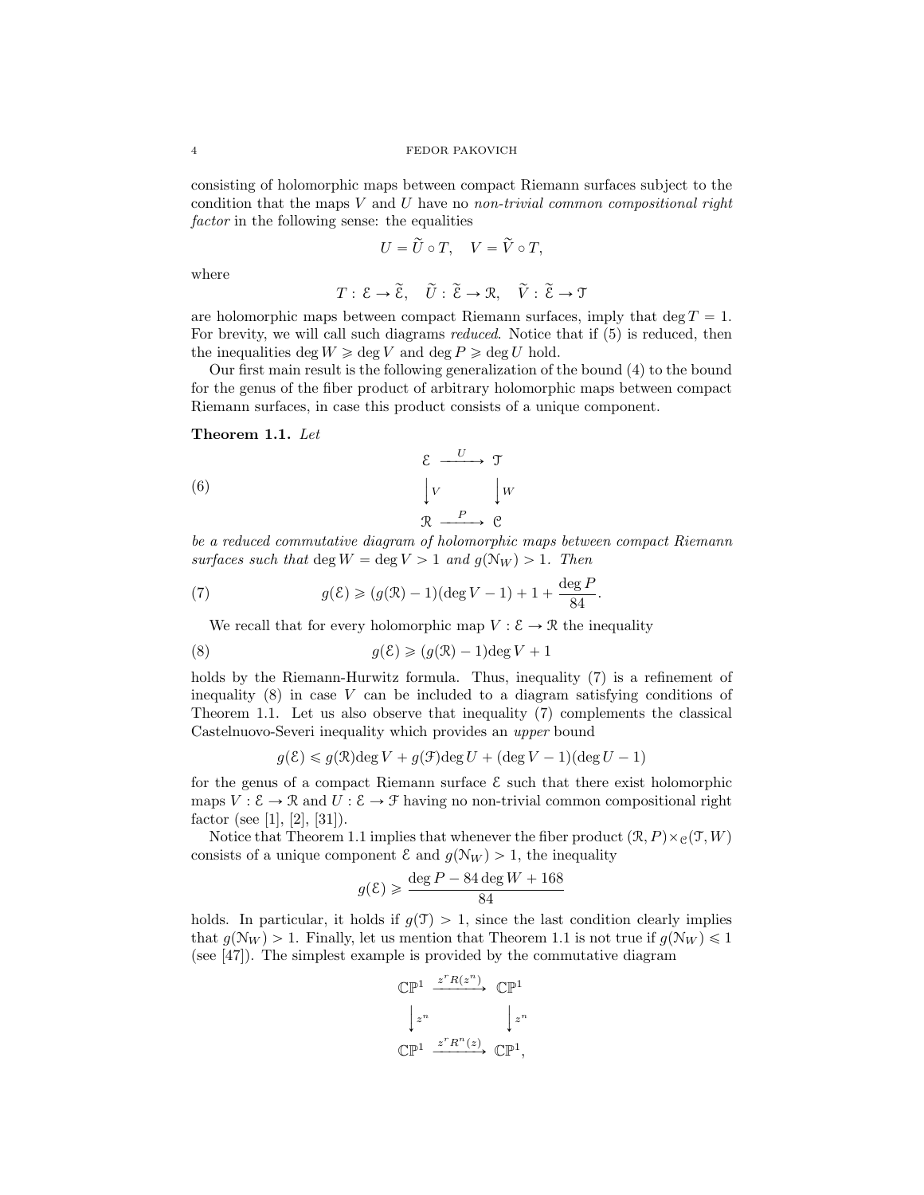consisting of holomorphic maps between compact Riemann surfaces subject to the condition that the maps $V$ and $U$ have no *non-trivial common compositional right factor* in the following sense: the equalities

$$U = \widetilde{U} \circ T, \quad V = \widetilde{V} \circ T,$$

where

$$T : \mathcal{E} \to \widetilde{\mathcal{E}}, \quad \widetilde{U} : \widetilde{\mathcal{E}} \to \mathcal{R}, \quad \widetilde{V} : \widetilde{\mathcal{E}} \to \mathcal{T}$$

are holomorphic maps between compact Riemann surfaces, imply that $\deg T = 1$. For brevity, we will call such diagrams *reduced*. Notice that if (5) is reduced, then the inequalities $\deg W \geqslant \deg V$ and $\deg P \geqslant \deg U$ hold.

Our first main result is the following generalization of the bound (4) to the bound for the genus of the fiber product of arbitrary holomorphic maps between compact Riemann surfaces, in case this product consists of a unique component.

**Theorem 1.1.** *Let*

$$\begin{array}{ccc} \mathcal{E} & \xrightarrow{U} & \mathcal{T} \\ \downarrow{\scriptstyle V} & & \downarrow{\scriptstyle W} \\ \mathcal{R} & \xrightarrow{P} & \mathcal{C} \end{array} \tag{6}$$

*be a reduced commutative diagram of holomorphic maps between compact Riemann surfaces such that* $\deg W = \deg V > 1$ *and* $g(\mathcal{N}_W) > 1$*. Then*

$$g(\mathcal{E}) \geqslant (g(\mathcal{R}) - 1)(\deg V - 1) + 1 + \frac{\deg P}{84}. \tag{7}$$

We recall that for every holomorphic map $V : \mathcal{E} \to \mathcal{R}$ the inequality

$$g(\mathcal{E}) \geqslant (g(\mathcal{R}) - 1)\deg V + 1 \tag{8}$$

holds by the Riemann-Hurwitz formula. Thus, inequality (7) is a refinement of inequality (8) in case $V$ can be included to a diagram satisfying conditions of Theorem 1.1. Let us also observe that inequality (7) complements the classical Castelnuovo-Severi inequality which provides an *upper* bound

$$g(\mathcal{E}) \leqslant g(\mathcal{R})\deg V + g(\mathcal{F})\deg U + (\deg V - 1)(\deg U - 1)$$

for the genus of a compact Riemann surface $\mathcal{E}$ such that there exist holomorphic maps $V : \mathcal{E} \to \mathcal{R}$ and $U : \mathcal{E} \to \mathcal{F}$ having no non-trivial common compositional right factor (see [1], [2], [31]).

Notice that Theorem 1.1 implies that whenever the fiber product $(\mathcal{R}, P) \times_{\mathcal{C}} (\mathcal{T}, W)$ consists of a unique component $\mathcal{E}$ and $g(\mathcal{N}_W) > 1$, the inequality

$$g(\mathcal{E}) \geqslant \frac{\deg P - 84 \deg W + 168}{84}$$

holds. In particular, it holds if $g(\mathcal{T}) > 1$, since the last condition clearly implies that $g(\mathcal{N}_W) > 1$. Finally, let us mention that Theorem 1.1 is not true if $g(\mathcal{N}_W) \leqslant 1$ (see [47]). The simplest example is provided by the commutative diagram

$$\begin{array}{ccc} \mathbb{CP}^1 & \xrightarrow{z^r R(z^n)} & \mathbb{CP}^1 \\ \downarrow{\scriptstyle z^n} & & \downarrow{\scriptstyle z^n} \\ \mathbb{CP}^1 & \xrightarrow{z^r R^n(z)} & \mathbb{CP}^1, \end{array}$$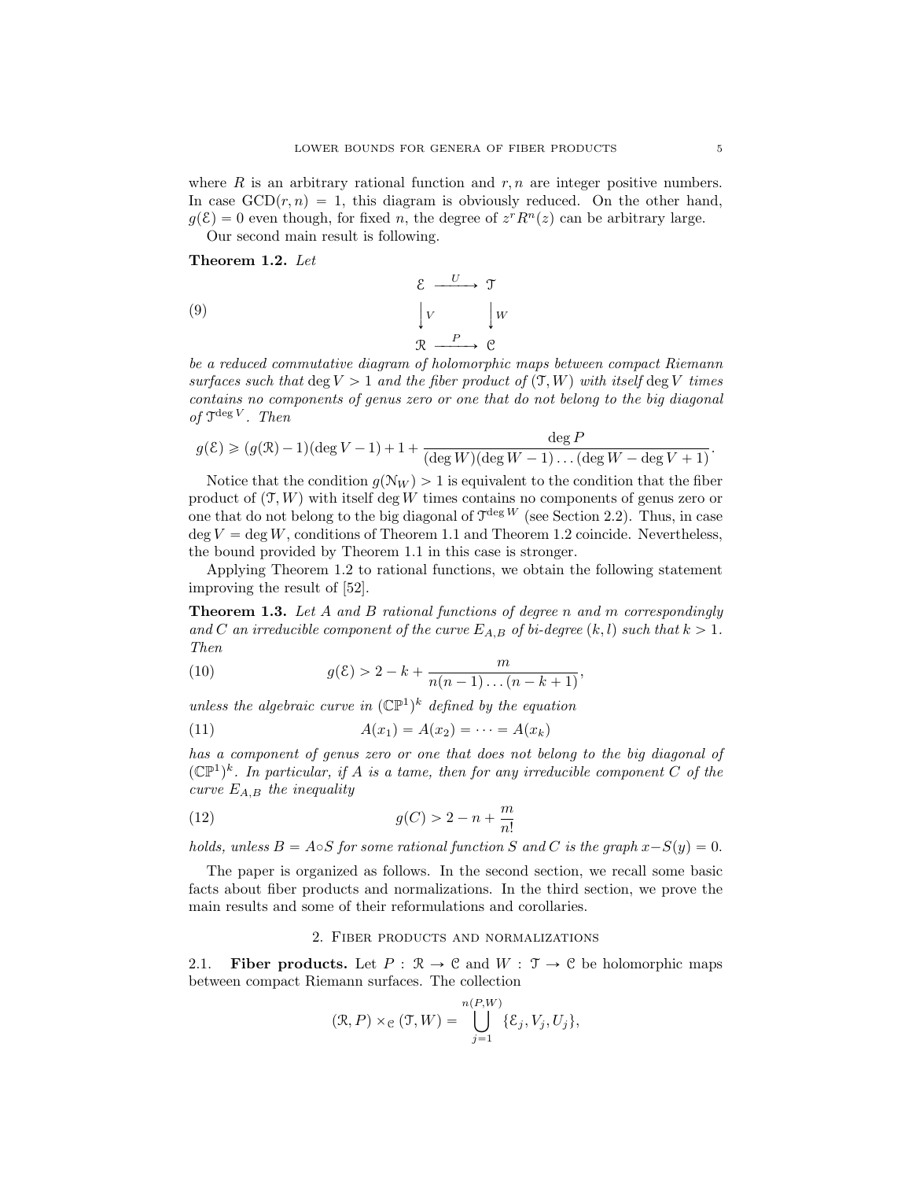where $R$ is an arbitrary rational function and $r, n$ are integer positive numbers. In case $\text{GCD}(r, n) = 1$, this diagram is obviously reduced. On the other hand, $g(\mathcal{E}) = 0$ even though, for fixed $n$, the degree of $z^r R^n(z)$ can be arbitrary large.

Our second main result is following.

**Theorem 1.2.** *Let*

$$
\begin{array}{ccc}
\mathcal{E} & \xrightarrow{\ U\ } & \mathcal{T} \\
\Big\downarrow{\scriptstyle V} & & \Big\downarrow{\scriptstyle W} \\
\mathcal{R} & \xrightarrow{\ P\ } & \mathcal{C}
\end{array}
\tag{9}
$$

*be a reduced commutative diagram of holomorphic maps between compact Riemann surfaces such that* $\deg V > 1$ *and the fiber product of* $(\mathcal{T}, W)$ *with itself* $\deg V$ *times contains no components of genus zero or one that do not belong to the big diagonal of* $\mathcal{T}^{\deg V}$*. Then*

$$
g(\mathcal{E}) \geqslant (g(\mathcal{R}) - 1)(\deg V - 1) + 1 + \frac{\deg P}{(\deg W)(\deg W - 1)\dots(\deg W - \deg V + 1)}.
$$

Notice that the condition $g(\mathcal{N}_W) > 1$ is equivalent to the condition that the fiber product of $(\mathcal{T}, W)$ with itself $\deg W$ times contains no components of genus zero or one that do not belong to the big diagonal of $\mathcal{T}^{\deg W}$ (see Section 2.2). Thus, in case $\deg V = \deg W$, conditions of Theorem 1.1 and Theorem 1.2 coincide. Nevertheless, the bound provided by Theorem 1.1 in this case is stronger.

Applying Theorem 1.2 to rational functions, we obtain the following statement improving the result of [52].

**Theorem 1.3.** *Let* $A$ *and* $B$ *rational functions of degree* $n$ *and* $m$ *correspondingly and* $C$ *an irreducible component of the curve* $E_{A,B}$ *of bi-degree* $(k, l)$ *such that* $k > 1$*. Then*

$$
g(\mathcal{E}) > 2 - k + \frac{m}{n(n-1)\dots(n-k+1)}, \tag{10}
$$

*unless the algebraic curve in* $(\mathbb{CP}^1)^k$ *defined by the equation*

$$
A(x_1) = A(x_2) = \dots = A(x_k) \tag{11}
$$

*has a component of genus zero or one that does not belong to the big diagonal of* $(\mathbb{CP}^1)^k$*. In particular, if* $A$ *is a tame, then for any irreducible component* $C$ *of the curve* $E_{A,B}$ *the inequality*

$$
g(C) > 2 - n + \frac{m}{n!} \tag{12}
$$

*holds, unless* $B = A \circ S$ *for some rational function* $S$ *and* $C$ *is the graph* $x - S(y) = 0$*.*

The paper is organized as follows. In the second section, we recall some basic facts about fiber products and normalizations. In the third section, we prove the main results and some of their reformulations and corollaries.

## 2. Fiber products and normalizations

**2.1. Fiber products.** Let $P : \mathcal{R} \to \mathcal{C}$ and $W : \mathcal{T} \to \mathcal{C}$ be holomorphic maps between compact Riemann surfaces. The collection

$$
(\mathcal{R}, P) \times_{\mathcal{C}} (\mathcal{T}, W) = \bigcup_{j=1}^{n(P,W)} \{\mathcal{E}_j, V_j, U_j\},
$$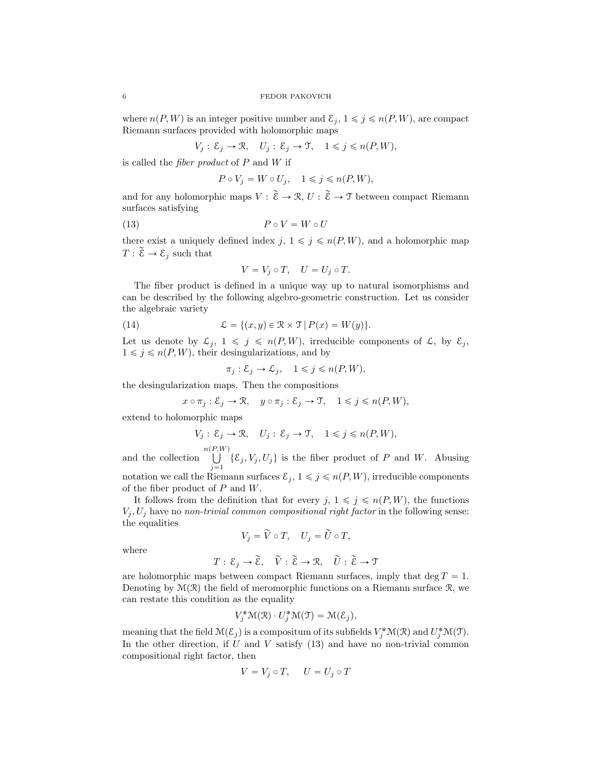where $n(P,W)$ is an integer positive number and $\mathcal{E}_j$, $1 \leqslant j \leqslant n(P,W)$, are compact Riemann surfaces provided with holomorphic maps

$$V_j : \mathcal{E}_j \to \mathcal{R}, \quad U_j : \mathcal{E}_j \to \mathcal{T}, \quad 1 \leqslant j \leqslant n(P,W),$$

is called the *fiber product* of $P$ and $W$ if

$$P \circ V_j = W \circ U_j, \quad 1 \leqslant j \leqslant n(P,W),$$

and for any holomorphic maps $V : \widetilde{\mathcal{E}} \to \mathcal{R}$, $U : \widetilde{\mathcal{E}} \to \mathcal{T}$ between compact Riemann surfaces satisfying

$$P \circ V = W \circ U \tag{13}$$

there exist a uniquely defined index $j$, $1 \leqslant j \leqslant n(P,W)$, and a holomorphic map $T : \widetilde{\mathcal{E}} \to \mathcal{E}_j$ such that

$$V = V_j \circ T, \quad U = U_j \circ T.$$

The fiber product is defined in a unique way up to natural isomorphisms and can be described by the following algebro-geometric construction. Let us consider the algebraic variety

$$\mathcal{L} = \{(x,y) \in \mathcal{R} \times \mathcal{T} \,|\, P(x) = W(y)\}. \tag{14}$$

Let us denote by $\mathcal{L}_j$, $1 \leqslant j \leqslant n(P,W)$, irreducible components of $\mathcal{L}$, by $\mathcal{E}_j$, $1 \leqslant j \leqslant n(P,W)$, their desingularizations, and by

$$\pi_j : \mathcal{E}_j \to \mathcal{L}_j, \quad 1 \leqslant j \leqslant n(P,W),$$

the desingularization maps. Then the compositions

$$x \circ \pi_j : \mathcal{E}_j \to \mathcal{R}, \quad y \circ \pi_j : \mathcal{E}_j \to \mathcal{T}, \quad 1 \leqslant j \leqslant n(P,W),$$

extend to holomorphic maps

$$V_j : \mathcal{E}_j \to \mathcal{R}, \quad U_j : \mathcal{E}_j \to \mathcal{T}, \quad 1 \leqslant j \leqslant n(P,W),$$

and the collection $\bigcup_{j=1}^{n(P,W)} \{\mathcal{E}_j, V_j, U_j\}$ is the fiber product of $P$ and $W$. Abusing notation we call the Riemann surfaces $\mathcal{E}_j$, $1 \leqslant j \leqslant n(P,W)$, irreducible components of the fiber product of $P$ and $W$.

It follows from the definition that for every $j$, $1 \leqslant j \leqslant n(P,W)$, the functions $V_j, U_j$ have no *non-trivial common compositional right factor* in the following sense: the equalities

$$V_j = \widetilde{V} \circ T, \quad U_j = \widetilde{U} \circ T,$$

where

$$T : \mathcal{E}_j \to \widetilde{\mathcal{E}}, \quad \widetilde{V} : \widetilde{\mathcal{E}} \to \mathcal{R}, \quad \widetilde{U} : \widetilde{\mathcal{E}} \to \mathcal{T}$$

are holomorphic maps between compact Riemann surfaces, imply that $\deg T = 1$. Denoting by $\mathcal{M}(\mathcal{R})$ the field of meromorphic functions on a Riemann surface $\mathcal{R}$, we can restate this condition as the equality

$$V_j^*\mathcal{M}(\mathcal{R}) \cdot U_j^*\mathcal{M}(\mathcal{T}) = \mathcal{M}(\mathcal{E}_j),$$

meaning that the field $\mathcal{M}(\mathcal{E}_j)$ is a compositum of its subfields $V_j^*\mathcal{M}(\mathcal{R})$ and $U_j^*\mathcal{M}(\mathcal{T})$. In the other direction, if $U$ and $V$ satisfy (13) and have no non-trivial common compositional right factor, then

$$V = V_j \circ T, \quad U = U_j \circ T$$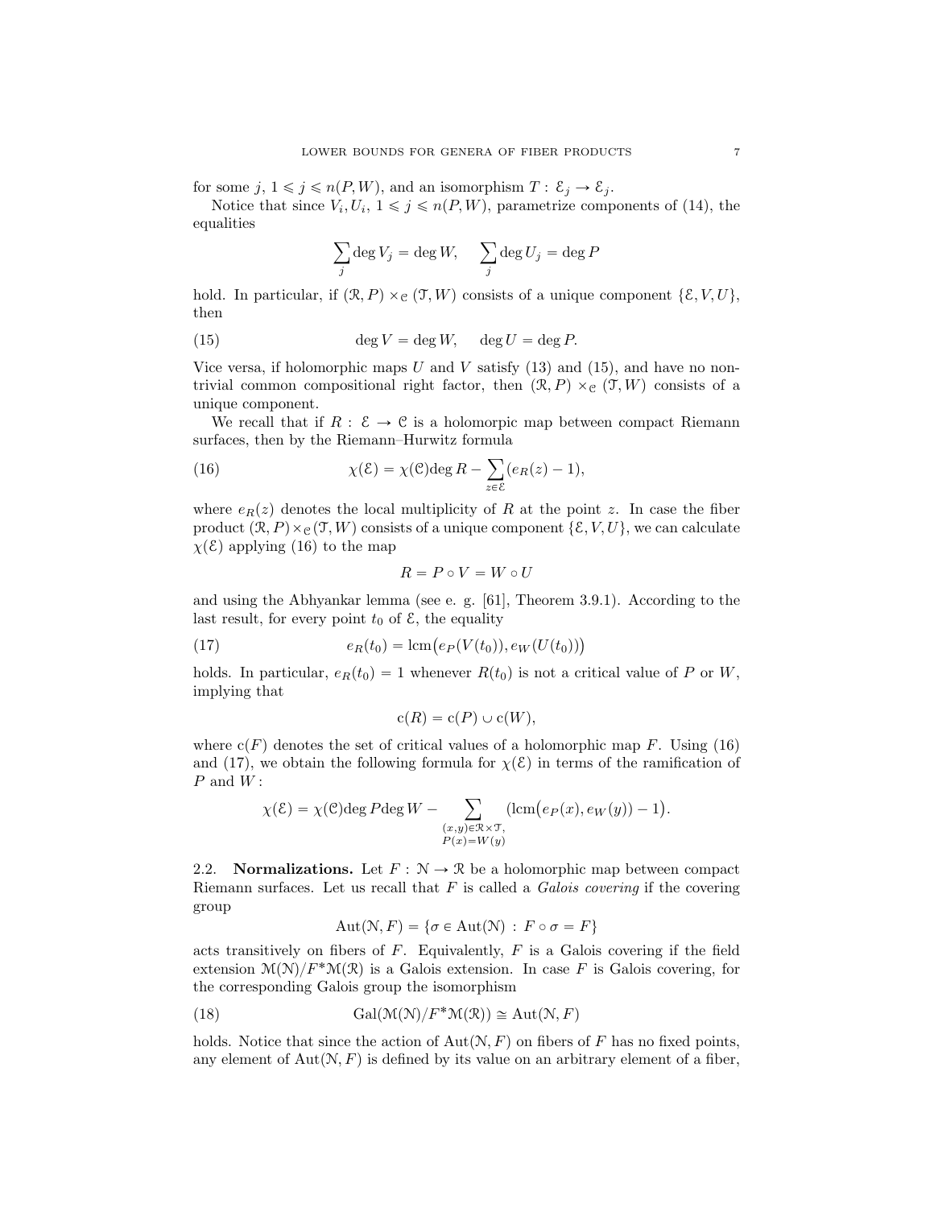for some $j$, $1 \leqslant j \leqslant n(P,W)$, and an isomorphism $T : \mathcal{E}_j \to \mathcal{E}_j$.

Notice that since $V_i, U_i$, $1 \leqslant j \leqslant n(P,W)$, parametrize components of (14), the equalities

$$\sum_j \deg V_j = \deg W, \quad \sum_j \deg U_j = \deg P$$

hold. In particular, if $(\mathcal{R}, P) \times_{\mathcal{C}} (\mathcal{T}, W)$ consists of a unique component $\{\mathcal{E}, V, U\}$, then

$$\deg V = \deg W, \quad \deg U = \deg P. \tag{15}$$

Vice versa, if holomorphic maps $U$ and $V$ satisfy (13) and (15), and have no non-trivial common compositional right factor, then $(\mathcal{R}, P) \times_{\mathcal{C}} (\mathcal{T}, W)$ consists of a unique component.

We recall that if $R : \mathcal{E} \to \mathcal{C}$ is a holomorpic map between compact Riemann surfaces, then by the Riemann–Hurwitz formula

$$\chi(\mathcal{E}) = \chi(\mathcal{C}) \deg R - \sum_{z \in \mathcal{E}} (e_R(z) - 1), \tag{16}$$

where $e_R(z)$ denotes the local multiplicity of $R$ at the point $z$. In case the fiber product $(\mathcal{R}, P) \times_{\mathcal{C}} (\mathcal{T}, W)$ consists of a unique component $\{\mathcal{E}, V, U\}$, we can calculate $\chi(\mathcal{E})$ applying (16) to the map

$$R = P \circ V = W \circ U$$

and using the Abhyankar lemma (see e. g. [61], Theorem 3.9.1). According to the last result, for every point $t_0$ of $\mathcal{E}$, the equality

$$e_R(t_0) = \operatorname{lcm}\big(e_P(V(t_0)), e_W(U(t_0))\big) \tag{17}$$

holds. In particular, $e_R(t_0) = 1$ whenever $R(t_0)$ is not a critical value of $P$ or $W$, implying that

$$\mathrm{c}(R) = \mathrm{c}(P) \cup \mathrm{c}(W),$$

where $\mathrm{c}(F)$ denotes the set of critical values of a holomorphic map $F$. Using (16) and (17), we obtain the following formula for $\chi(\mathcal{E})$ in terms of the ramification of $P$ and $W$:

$$\chi(\mathcal{E}) = \chi(\mathcal{C}) \deg P \deg W - \sum_{\substack{(x,y) \in \mathcal{R} \times \mathcal{T}, \\ P(x) = W(y)}} \big(\operatorname{lcm}\big(e_P(x), e_W(y)\big) - 1\big).$$

## 2.2. Normalizations.

Let $F : \mathcal{N} \to \mathcal{R}$ be a holomorphic map between compact Riemann surfaces. Let us recall that $F$ is called a *Galois covering* if the covering group

$$\operatorname{Aut}(\mathcal{N}, F) = \{\sigma \in \operatorname{Aut}(\mathcal{N}) \, : \, F \circ \sigma = F\}$$

acts transitively on fibers of $F$. Equivalently, $F$ is a Galois covering if the field extension $\mathcal{M}(\mathcal{N})/F^*\mathcal{M}(\mathcal{R})$ is a Galois extension. In case $F$ is Galois covering, for the corresponding Galois group the isomorphism

$$\operatorname{Gal}(\mathcal{M}(\mathcal{N})/F^*\mathcal{M}(\mathcal{R})) \cong \operatorname{Aut}(\mathcal{N}, F) \tag{18}$$

holds. Notice that since the action of $\operatorname{Aut}(\mathcal{N}, F)$ on fibers of $F$ has no fixed points, any element of $\operatorname{Aut}(\mathcal{N}, F)$ is defined by its value on an arbitrary element of a fiber,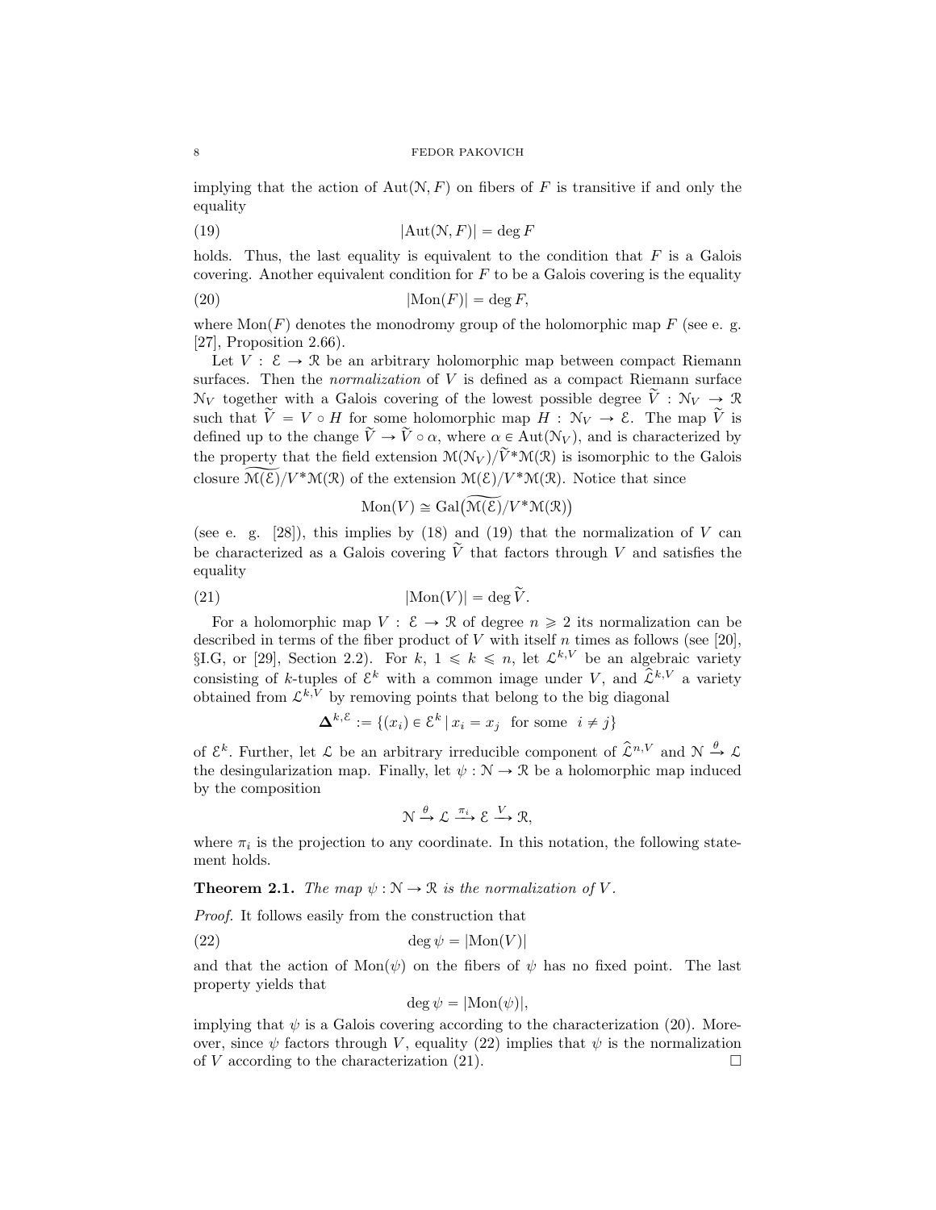implying that the action of $\mathrm{Aut}(\mathcal{N}, F)$ on fibers of $F$ is transitive if and only the equality

$$|\mathrm{Aut}(\mathcal{N}, F)| = \deg F \tag{19}$$

holds. Thus, the last equality is equivalent to the condition that $F$ is a Galois covering. Another equivalent condition for $F$ to be a Galois covering is the equality

$$|\mathrm{Mon}(F)| = \deg F, \tag{20}$$

where $\mathrm{Mon}(F)$ denotes the monodromy group of the holomorphic map $F$ (see e. g. [27], Proposition 2.66).

Let $V : \mathcal{E} \to \mathcal{R}$ be an arbitrary holomorphic map between compact Riemann surfaces. Then the *normalization* of $V$ is defined as a compact Riemann surface $\mathcal{N}_V$ together with a Galois covering of the lowest possible degree $\widetilde{V} : \mathcal{N}_V \to \mathcal{R}$ such that $\widetilde{V} = V \circ H$ for some holomorphic map $H : \mathcal{N}_V \to \mathcal{E}$. The map $\widetilde{V}$ is defined up to the change $\widetilde{V} \to \widetilde{V} \circ \alpha$, where $\alpha \in \mathrm{Aut}(\mathcal{N}_V)$, and is characterized by the property that the field extension $\mathcal{M}(\mathcal{N}_V)/\widetilde{V}^*\mathcal{M}(\mathcal{R})$ is isomorphic to the Galois closure $\widetilde{\mathcal{M}(\mathcal{E})}/V^*\mathcal{M}(\mathcal{R})$ of the extension $\mathcal{M}(\mathcal{E})/V^*\mathcal{M}(\mathcal{R})$. Notice that since

$$\mathrm{Mon}(V) \cong \mathrm{Gal}\big(\widetilde{\mathcal{M}(\mathcal{E})}/V^*\mathcal{M}(\mathcal{R})\big)$$

(see e. g. [28]), this implies by (18) and (19) that the normalization of $V$ can be characterized as a Galois covering $\widetilde{V}$ that factors through $V$ and satisfies the equality

$$|\mathrm{Mon}(V)| = \deg \widetilde{V}. \tag{21}$$

For a holomorphic map $V : \mathcal{E} \to \mathcal{R}$ of degree $n \geqslant 2$ its normalization can be described in terms of the fiber product of $V$ with itself $n$ times as follows (see [20], §I.G, or [29], Section 2.2). For $k$, $1 \leqslant k \leqslant n$, let $\mathcal{L}^{k,V}$ be an algebraic variety consisting of $k$-tuples of $\mathcal{E}^k$ with a common image under $V$, and $\widehat{\mathcal{L}}^{k,V}$ a variety obtained from $\mathcal{L}^{k,V}$ by removing points that belong to the big diagonal

$$\boldsymbol{\Delta}^{k,\mathcal{E}} := \{(x_i) \in \mathcal{E}^k \mid x_i = x_j \ \text{ for some } \ i \neq j\}$$

of $\mathcal{E}^k$. Further, let $\mathcal{L}$ be an arbitrary irreducible component of $\widehat{\mathcal{L}}^{n,V}$ and $\mathcal{N} \xrightarrow{\theta} \mathcal{L}$ the desingularization map. Finally, let $\psi : \mathcal{N} \to \mathcal{R}$ be a holomorphic map induced by the composition

$$\mathcal{N} \xrightarrow{\theta} \mathcal{L} \xrightarrow{\pi_i} \mathcal{E} \xrightarrow{V} \mathcal{R},$$

where $\pi_i$ is the projection to any coordinate. In this notation, the following statement holds.

**Theorem 2.1.** *The map $\psi : \mathcal{N} \to \mathcal{R}$ is the normalization of $V$.*

*Proof.* It follows easily from the construction that

$$\deg \psi = |\mathrm{Mon}(V)| \tag{22}$$

and that the action of $\mathrm{Mon}(\psi)$ on the fibers of $\psi$ has no fixed point. The last property yields that

$$\deg \psi = |\mathrm{Mon}(\psi)|,$$

implying that $\psi$ is a Galois covering according to the characterization (20). Moreover, since $\psi$ factors through $V$, equality (22) implies that $\psi$ is the normalization of $V$ according to the characterization (21). □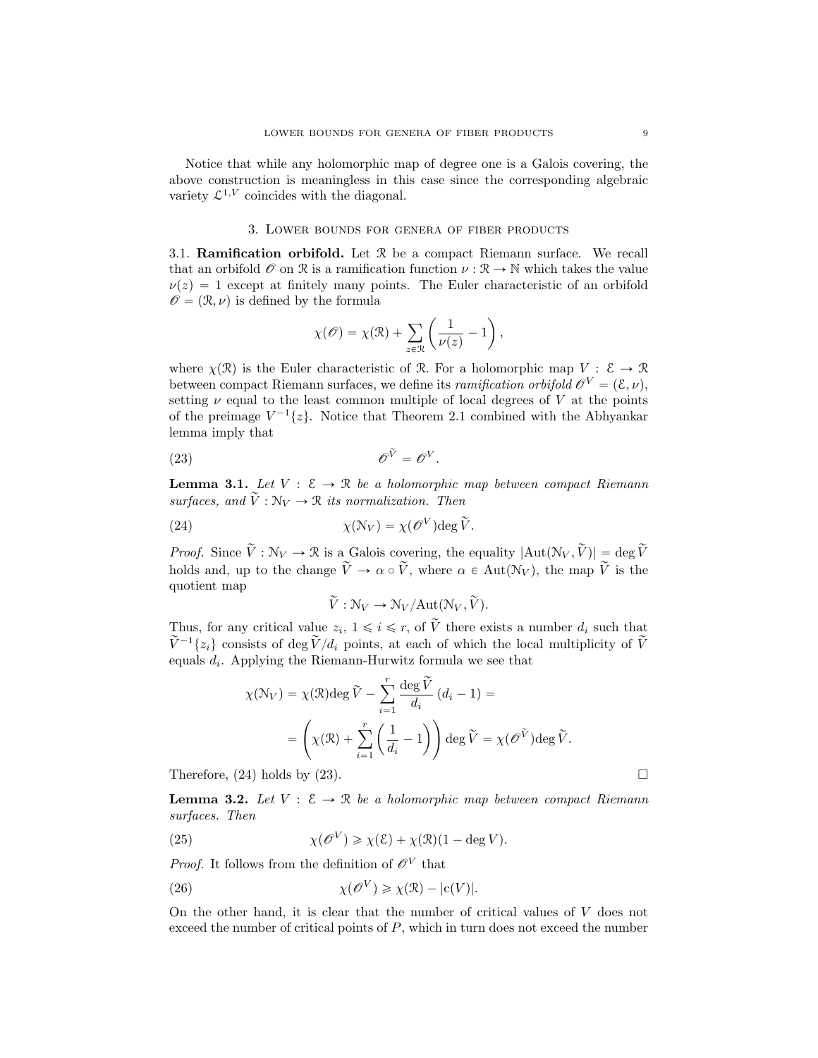Notice that while any holomorphic map of degree one is a Galois covering, the above construction is meaningless in this case since the corresponding algebraic variety $\mathcal{L}^{1,V}$ coincides with the diagonal.

## 3. Lower bounds for genera of fiber products

**3.1. Ramification orbifold.** Let $\mathcal{R}$ be a compact Riemann surface. We recall that an orbifold $\mathscr{O}$ on $\mathcal{R}$ is a ramification function $\nu : \mathcal{R} \to \mathbb{N}$ which takes the value $\nu(z) = 1$ except at finitely many points. The Euler characteristic of an orbifold $\mathscr{O} = (\mathcal{R}, \nu)$ is defined by the formula

$$\chi(\mathscr{O}) = \chi(\mathcal{R}) + \sum_{z \in \mathcal{R}} \left( \frac{1}{\nu(z)} - 1 \right),$$

where $\chi(\mathcal{R})$ is the Euler characteristic of $\mathcal{R}$. For a holomorphic map $V : \mathcal{E} \to \mathcal{R}$ between compact Riemann surfaces, we define its *ramification orbifold* $\mathscr{O}^V = (\mathcal{E}, \nu)$, setting $\nu$ equal to the least common multiple of local degrees of $V$ at the points of the preimage $V^{-1}\{z\}$. Notice that Theorem 2.1 combined with the Abhyankar lemma imply that

$$\mathscr{O}^{\tilde{V}} = \mathscr{O}^V. \tag{23}$$

**Lemma 3.1.** *Let $V : \mathcal{E} \to \mathcal{R}$ be a holomorphic map between compact Riemann surfaces, and $\widetilde{V} : \mathcal{N}_V \to \mathcal{R}$ its normalization. Then*

$$\chi(\mathcal{N}_V) = \chi(\mathscr{O}^V) \deg \widetilde{V}. \tag{24}$$

*Proof.* Since $\widetilde{V} : \mathcal{N}_V \to \mathcal{R}$ is a Galois covering, the equality $|\mathrm{Aut}(\mathcal{N}_V, \widetilde{V})| = \deg \widetilde{V}$ holds and, up to the change $\widetilde{V} \to \alpha \circ \widetilde{V}$, where $\alpha \in \mathrm{Aut}(\mathcal{N}_V)$, the map $\widetilde{V}$ is the quotient map

$$\widetilde{V} : \mathcal{N}_V \to \mathcal{N}_V / \mathrm{Aut}(\mathcal{N}_V, \widetilde{V}).$$

Thus, for any critical value $z_i$, $1 \leqslant i \leqslant r$, of $\widetilde{V}$ there exists a number $d_i$ such that $\widetilde{V}^{-1}\{z_i\}$ consists of $\deg \widetilde{V}/d_i$ points, at each of which the local multiplicity of $\widetilde{V}$ equals $d_i$. Applying the Riemann-Hurwitz formula we see that

$$\chi(\mathcal{N}_V) = \chi(\mathcal{R}) \deg \widetilde{V} - \sum_{i=1}^{r} \frac{\deg \widetilde{V}}{d_i} (d_i - 1) =$$

$$= \left( \chi(\mathcal{R}) + \sum_{i=1}^{r} \left( \frac{1}{d_i} - 1 \right) \right) \deg \widetilde{V} = \chi(\mathscr{O}^{\tilde{V}}) \deg \widetilde{V}.$$

Therefore, (24) holds by (23). $\square$

**Lemma 3.2.** *Let $V : \mathcal{E} \to \mathcal{R}$ be a holomorphic map between compact Riemann surfaces. Then*

$$\chi(\mathscr{O}^V) \geqslant \chi(\mathcal{E}) + \chi(\mathcal{R})(1 - \deg V). \tag{25}$$

*Proof.* It follows from the definition of $\mathscr{O}^V$ that

$$\chi(\mathscr{O}^V) \geqslant \chi(\mathcal{R}) - |\mathrm{c}(V)|. \tag{26}$$

On the other hand, it is clear that the number of critical values of $V$ does not exceed the number of critical points of $P$, which in turn does not exceed the number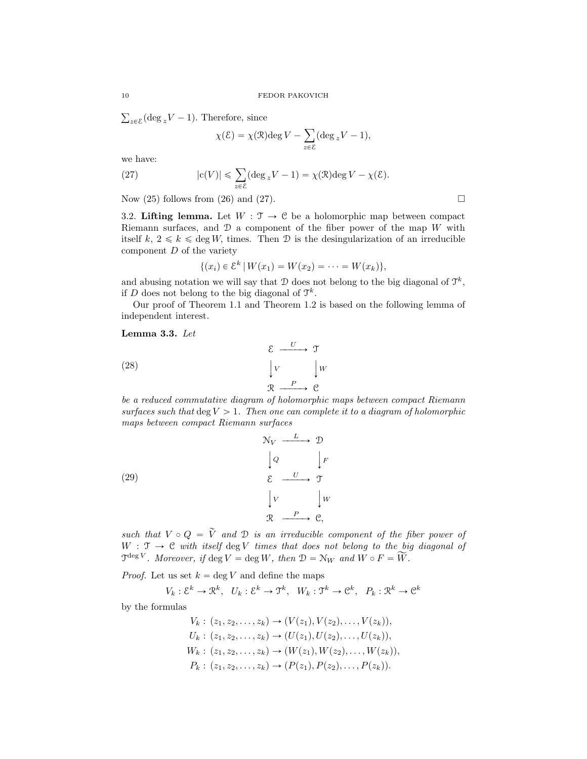$\sum_{z\in\mathcal{E}}(\deg_z V - 1)$. Therefore, since

$$\chi(\mathcal{E}) = \chi(\mathcal{R})\deg V - \sum_{z\in\mathcal{E}}(\deg_z V - 1),$$

we have:

$$|c(V)| \leqslant \sum_{z\in\mathcal{E}}(\deg_z V - 1) = \chi(\mathcal{R})\deg V - \chi(\mathcal{E}). \tag{27}$$

Now (25) follows from (26) and (27). $\square$

3.2. **Lifting lemma.** Let $W : \mathcal{T} \to \mathcal{C}$ be a holomorphic map between compact Riemann surfaces, and $\mathcal{D}$ a component of the fiber power of the map $W$ with itself $k$, $2 \leqslant k \leqslant \deg W$, times. Then $\mathcal{D}$ is the desingularization of an irreducible component $D$ of the variety

$$\{(x_i) \in \mathcal{E}^k \,|\, W(x_1) = W(x_2) = \cdots = W(x_k)\},$$

and abusing notation we will say that $\mathcal{D}$ does not belong to the big diagonal of $\mathcal{T}^k$, if $D$ does not belong to the big diagonal of $\mathcal{T}^k$.

Our proof of Theorem 1.1 and Theorem 1.2 is based on the following lemma of independent interest.

**Lemma 3.3.** *Let*

$$\begin{array}{ccc} \mathcal{E} & \xrightarrow{\ U\ } & \mathcal{T} \\ \downarrow{\scriptstyle V} & & \downarrow{\scriptstyle W} \\ \mathcal{R} & \xrightarrow{\ P\ } & \mathcal{C} \end{array} \tag{28}$$

*be a reduced commutative diagram of holomorphic maps between compact Riemann surfaces such that* $\deg V > 1$. *Then one can complete it to a diagram of holomorphic maps between compact Riemann surfaces*

$$\begin{array}{ccc} \mathcal{N}_V & \xrightarrow{\ L\ } & \mathcal{D} \\ \downarrow{\scriptstyle Q} & & \downarrow{\scriptstyle F} \\ \mathcal{E} & \xrightarrow{\ U\ } & \mathcal{T} \\ \downarrow{\scriptstyle V} & & \downarrow{\scriptstyle W} \\ \mathcal{R} & \xrightarrow{\ P\ } & \mathcal{C}, \end{array} \tag{29}$$

*such that* $V \circ Q = \widetilde{V}$ *and* $\mathcal{D}$ *is an irreducible component of the fiber power of* $W : \mathcal{T} \to \mathcal{C}$ *with itself* $\deg V$ *times that does not belong to the big diagonal of* $\mathcal{T}^{\deg V}$. *Moreover, if* $\deg V = \deg W$, *then* $\mathcal{D} = \mathcal{N}_W$ *and* $W \circ F = \widetilde{W}$.

*Proof.* Let us set $k = \deg V$ and define the maps

$$V_k : \mathcal{E}^k \to \mathcal{R}^k, \quad U_k : \mathcal{E}^k \to \mathcal{T}^k, \quad W_k : \mathcal{T}^k \to \mathcal{C}^k, \quad P_k : \mathcal{R}^k \to \mathcal{C}^k$$

by the formulas

$$V_k : (z_1, z_2, \dots, z_k) \to (V(z_1), V(z_2), \dots, V(z_k)),$$
$$U_k : (z_1, z_2, \dots, z_k) \to (U(z_1), U(z_2), \dots, U(z_k)),$$
$$W_k : (z_1, z_2, \dots, z_k) \to (W(z_1), W(z_2), \dots, W(z_k)),$$
$$P_k : (z_1, z_2, \dots, z_k) \to (P(z_1), P(z_2), \dots, P(z_k)).$$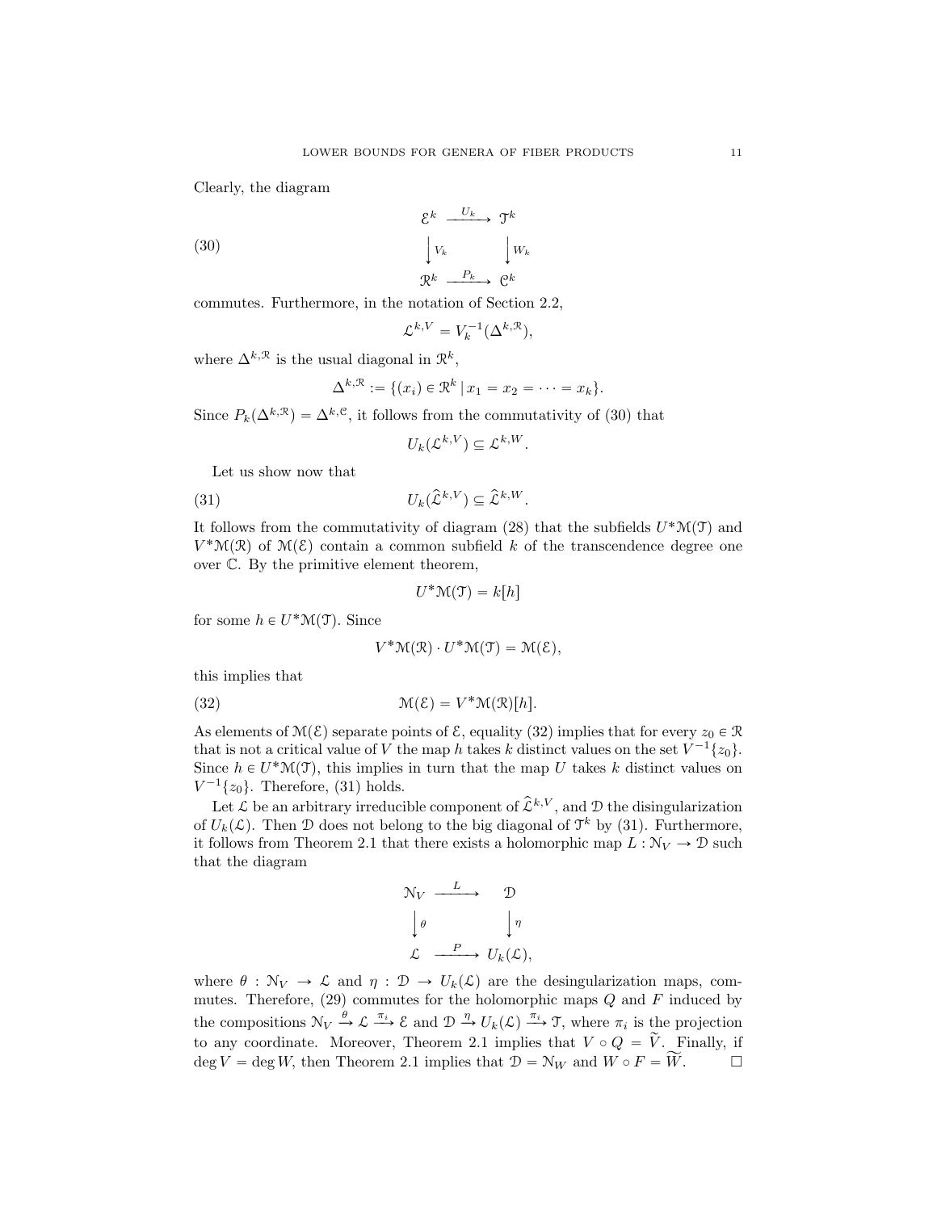Clearly, the diagram

$$
\begin{array}{ccc}
\mathcal{E}^k & \xrightarrow{U_k} & \mathcal{T}^k \\
\Big\downarrow V_k & & \Big\downarrow W_k \\
\mathcal{R}^k & \xrightarrow{P_k} & \mathcal{C}^k
\end{array}
\tag{30}
$$

commutes. Furthermore, in the notation of Section 2.2,

$$\mathcal{L}^{k,V} = V_k^{-1}(\Delta^{k,\mathcal{R}}),$$

where $\Delta^{k,\mathcal{R}}$ is the usual diagonal in $\mathcal{R}^k$,

$$\Delta^{k,\mathcal{R}} := \{(x_i) \in \mathcal{R}^k \mid x_1 = x_2 = \cdots = x_k\}.$$

Since $P_k(\Delta^{k,\mathcal{R}}) = \Delta^{k,\mathcal{C}}$, it follows from the commutativity of (30) that

$$U_k(\mathcal{L}^{k,V}) \subseteq \mathcal{L}^{k,W}.$$

Let us show now that

$$U_k(\widehat{\mathcal{L}}^{k,V}) \subseteq \widehat{\mathcal{L}}^{k,W}. \tag{31}$$

It follows from the commutativity of diagram (28) that the subfields $U^*\mathcal{M}(\mathcal{T})$ and $V^*\mathcal{M}(\mathcal{R})$ of $\mathcal{M}(\mathcal{E})$ contain a common subfield $k$ of the transcendence degree one over $\mathbb{C}$. By the primitive element theorem,

$$U^*\mathcal{M}(\mathcal{T}) = k[h]$$

for some $h \in U^*\mathcal{M}(\mathcal{T})$. Since

$$V^*\mathcal{M}(\mathcal{R}) \cdot U^*\mathcal{M}(\mathcal{T}) = \mathcal{M}(\mathcal{E}),$$

this implies that

$$\mathcal{M}(\mathcal{E}) = V^*\mathcal{M}(\mathcal{R})[h]. \tag{32}$$

As elements of $\mathcal{M}(\mathcal{E})$ separate points of $\mathcal{E}$, equality (32) implies that for every $z_0 \in \mathcal{R}$ that is not a critical value of $V$ the map $h$ takes $k$ distinct values on the set $V^{-1}\{z_0\}$. Since $h \in U^*\mathcal{M}(\mathcal{T})$, this implies in turn that the map $U$ takes $k$ distinct values on $V^{-1}\{z_0\}$. Therefore, (31) holds.

Let $\mathcal{L}$ be an arbitrary irreducible component of $\widehat{\mathcal{L}}^{k,V}$, and $\mathcal{D}$ the disingularization of $U_k(\mathcal{L})$. Then $\mathcal{D}$ does not belong to the big diagonal of $\mathcal{T}^k$ by (31). Furthermore, it follows from Theorem 2.1 that there exists a holomorphic map $L : \mathcal{N}_V \to \mathcal{D}$ such that the diagram

$$
\begin{array}{ccc}
\mathcal{N}_V & \xrightarrow{L} & \mathcal{D} \\
\Big\downarrow \theta & & \Big\downarrow \eta \\
\mathcal{L} & \xrightarrow{P} & U_k(\mathcal{L}),
\end{array}
$$

where $\theta : \mathcal{N}_V \to \mathcal{L}$ and $\eta : \mathcal{D} \to U_k(\mathcal{L})$ are the desingularization maps, commutes. Therefore, (29) commutes for the holomorphic maps $Q$ and $F$ induced by the compositions $\mathcal{N}_V \xrightarrow{\theta} \mathcal{L} \xrightarrow{\pi_i} \mathcal{E}$ and $\mathcal{D} \xrightarrow{\eta} U_k(\mathcal{L}) \xrightarrow{\pi_i} \mathcal{T}$, where $\pi_i$ is the projection to any coordinate. Moreover, Theorem 2.1 implies that $V \circ Q = \widetilde{V}$. Finally, if $\deg V = \deg W$, then Theorem 2.1 implies that $\mathcal{D} = \mathcal{N}_W$ and $W \circ F = \widetilde{W}$. $\square$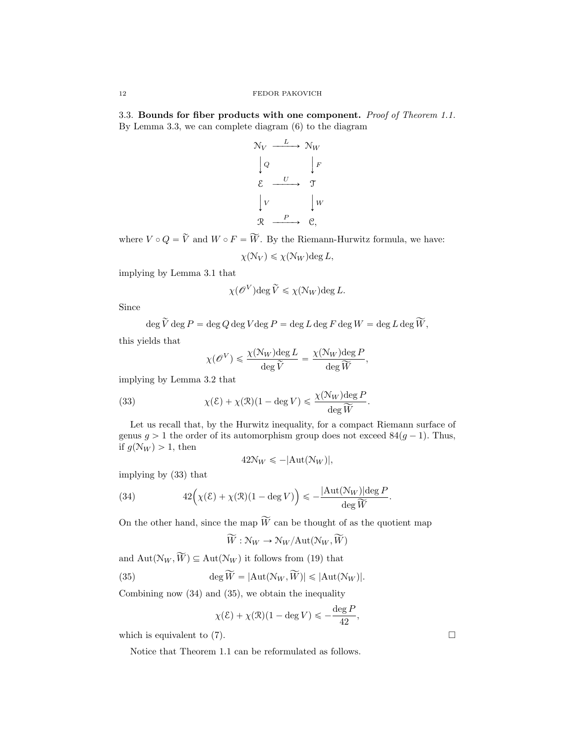### 3.3. Bounds for fiber products with one component.

*Proof of Theorem 1.1.* By Lemma 3.3, we can complete diagram (6) to the diagram

$$
\begin{array}{ccc}
\mathcal{N}_V & \xrightarrow{\ L\ } & \mathcal{N}_W \\
\Big\downarrow Q & & \Big\downarrow F \\
\mathcal{E} & \xrightarrow{\ U\ } & \mathcal{T} \\
\Big\downarrow V & & \Big\downarrow W \\
\mathcal{R} & \xrightarrow{\ P\ } & \mathcal{C},
\end{array}
$$

where $V \circ Q = \widetilde{V}$ and $W \circ F = \widetilde{W}$. By the Riemann-Hurwitz formula, we have:

$$\chi(\mathcal{N}_V) \leqslant \chi(\mathcal{N}_W) \deg L,$$

implying by Lemma 3.1 that

$$\chi(\mathscr{O}^V) \deg \widetilde{V} \leqslant \chi(\mathcal{N}_W) \deg L.$$

Since

$$\deg \widetilde{V} \deg P = \deg Q \deg V \deg P = \deg L \deg F \deg W = \deg L \deg \widetilde{W},$$

this yields that

$$\chi(\mathscr{O}^V) \leqslant \frac{\chi(\mathcal{N}_W) \deg L}{\deg \widetilde{V}} = \frac{\chi(\mathcal{N}_W) \deg P}{\deg \widetilde{W}},$$

implying by Lemma 3.2 that

$$\chi(\mathcal{E}) + \chi(\mathcal{R})(1 - \deg V) \leqslant \frac{\chi(\mathcal{N}_W) \deg P}{\deg \widetilde{W}}. \tag{33}$$

Let us recall that, by the Hurwitz inequality, for a compact Riemann surface of genus $g > 1$ the order of its automorphism group does not exceed $84(g-1)$. Thus, if $g(\mathcal{N}_W) > 1$, then

$$42\mathcal{N}_W \leqslant -|\mathrm{Aut}(\mathcal{N}_W)|,$$

implying by (33) that

$$42\Big(\chi(\mathcal{E}) + \chi(\mathcal{R})(1 - \deg V)\Big) \leqslant -\frac{|\mathrm{Aut}(\mathcal{N}_W)| \deg P}{\deg \widetilde{W}}. \tag{34}$$

On the other hand, since the map $\widetilde{W}$ can be thought of as the quotient map

$$\widetilde{W} : \mathcal{N}_W \to \mathcal{N}_W / \mathrm{Aut}(\mathcal{N}_W, \widetilde{W})$$

and $\mathrm{Aut}(\mathcal{N}_W, \widetilde{W}) \subseteq \mathrm{Aut}(\mathcal{N}_W)$ it follows from (19) that

$$\deg \widetilde{W} = |\mathrm{Aut}(\mathcal{N}_W, \widetilde{W})| \leqslant |\mathrm{Aut}(\mathcal{N}_W)|. \tag{35}$$

Combining now (34) and (35), we obtain the inequality

$$\chi(\mathcal{E}) + \chi(\mathcal{R})(1 - \deg V) \leqslant -\frac{\deg P}{42},$$

which is equivalent to (7). □

Notice that Theorem 1.1 can be reformulated as follows.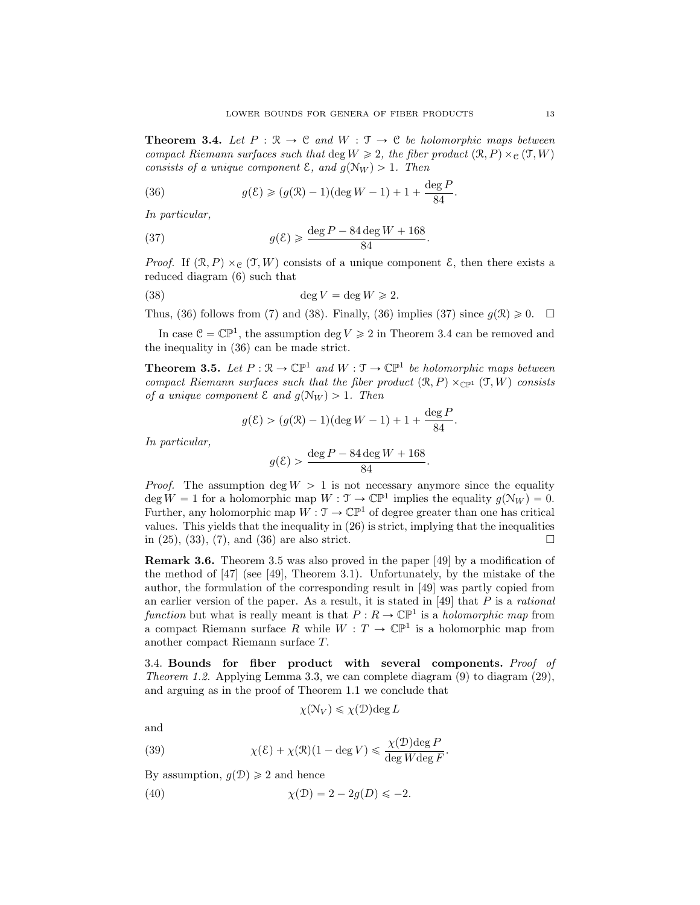**Theorem 3.4.** *Let $P : \mathcal{R} \to \mathcal{C}$ and $W : \mathcal{T} \to \mathcal{C}$ be holomorphic maps between compact Riemann surfaces such that $\deg W \geqslant 2$, the fiber product $(\mathcal{R}, P) \times_{\mathcal{C}} (\mathcal{T}, W)$ consists of a unique component $\mathcal{E}$, and $g(\mathcal{N}_W) > 1$. Then*

$$g(\mathcal{E}) \geqslant (g(\mathcal{R}) - 1)(\deg W - 1) + 1 + \frac{\deg P}{84}. \tag{36}$$

*In particular,*

$$g(\mathcal{E}) \geqslant \frac{\deg P - 84 \deg W + 168}{84}. \tag{37}$$

*Proof.* If $(\mathcal{R}, P) \times_{\mathcal{C}} (\mathcal{T}, W)$ consists of a unique component $\mathcal{E}$, then there exists a reduced diagram (6) such that

$$\deg V = \deg W \geqslant 2. \tag{38}$$

Thus, (36) follows from (7) and (38). Finally, (36) implies (37) since $g(\mathcal{R}) \geqslant 0$. $\square$

In case $\mathcal{C} = \mathbb{CP}^1$, the assumption $\deg V \geqslant 2$ in Theorem 3.4 can be removed and the inequality in (36) can be made strict.

**Theorem 3.5.** *Let $P : \mathcal{R} \to \mathbb{CP}^1$ and $W : \mathcal{T} \to \mathbb{CP}^1$ be holomorphic maps between compact Riemann surfaces such that the fiber product $(\mathcal{R}, P) \times_{\mathbb{CP}^1} (\mathcal{T}, W)$ consists of a unique component $\mathcal{E}$ and $g(\mathcal{N}_W) > 1$. Then*

$$g(\mathcal{E}) > (g(\mathcal{R}) - 1)(\deg W - 1) + 1 + \frac{\deg P}{84}.$$

*In particular,*

$$g(\mathcal{E}) > \frac{\deg P - 84 \deg W + 168}{84}.$$

*Proof.* The assumption $\deg W > 1$ is not necessary anymore since the equality $\deg W = 1$ for a holomorphic map $W : \mathcal{T} \to \mathbb{CP}^1$ implies the equality $g(\mathcal{N}_W) = 0$. Further, any holomorphic map $W : \mathcal{T} \to \mathbb{CP}^1$ of degree greater than one has critical values. This yields that the inequality in (26) is strict, implying that the inequalities in (25), (33), (7), and (36) are also strict. $\square$

**Remark 3.6.** Theorem 3.5 was also proved in the paper [49] by a modification of the method of [47] (see [49], Theorem 3.1). Unfortunately, by the mistake of the author, the formulation of the corresponding result in [49] was partly copied from an earlier version of the paper. As a result, it is stated in [49] that $P$ is a *rational function* but what is really meant is that $P : R \to \mathbb{CP}^1$ is a *holomorphic map* from a compact Riemann surface $R$ while $W : T \to \mathbb{CP}^1$ is a holomorphic map from another compact Riemann surface $T$.

3.4. **Bounds for fiber product with several components.** *Proof of Theorem 1.2.* Applying Lemma 3.3, we can complete diagram (9) to diagram (29), and arguing as in the proof of Theorem 1.1 we conclude that

$$\chi(\mathcal{N}_V) \leqslant \chi(\mathcal{D}) \deg L$$

and

$$\chi(\mathcal{E}) + \chi(\mathcal{R})(1 - \deg V) \leqslant \frac{\chi(\mathcal{D}) \deg P}{\deg W \deg F}. \tag{39}$$

By assumption, $g(\mathcal{D}) \geqslant 2$ and hence

$$\chi(\mathcal{D}) = 2 - 2g(D) \leqslant -2. \tag{40}$$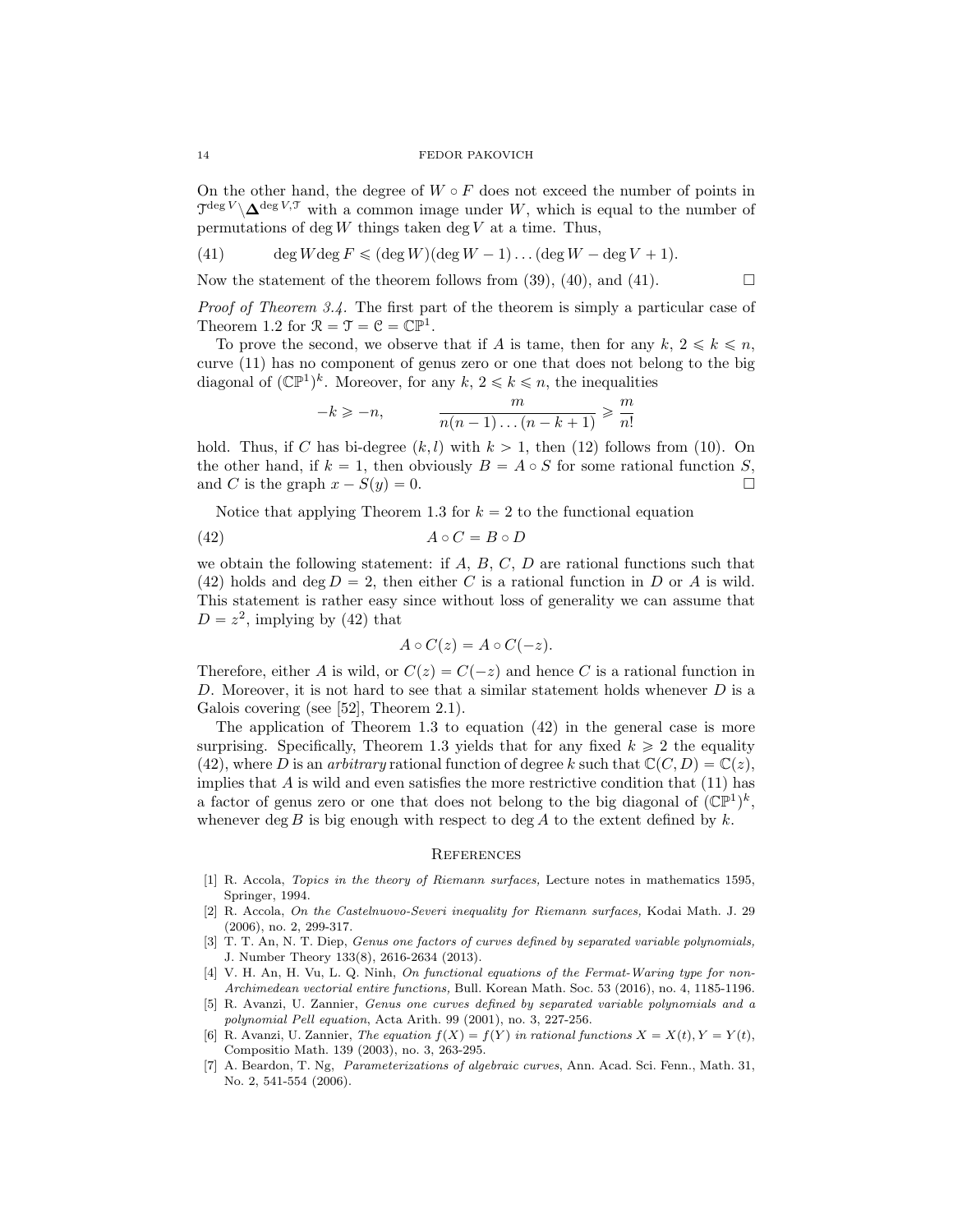On the other hand, the degree of $W \circ F$ does not exceed the number of points in $\mathcal{T}^{\deg V} \backslash \boldsymbol{\Delta}^{\deg V, \mathcal{T}}$ with a common image under $W$, which is equal to the number of permutations of $\deg W$ things taken $\deg V$ at a time. Thus,

$$\deg W \deg F \leqslant (\deg W)(\deg W - 1) \dots (\deg W - \deg V + 1). \tag{41}$$

Now the statement of the theorem follows from (39), (40), and (41). $\square$

*Proof of Theorem 3.4.* The first part of the theorem is simply a particular case of Theorem 1.2 for $\mathcal{R} = \mathcal{T} = \mathcal{C} = \mathbb{CP}^1$.

To prove the second, we observe that if $A$ is tame, then for any $k$, $2 \leqslant k \leqslant n$, curve (11) has no component of genus zero or one that does not belong to the big diagonal of $(\mathbb{CP}^1)^k$. Moreover, for any $k$, $2 \leqslant k \leqslant n$, the inequalities

$$-k \geqslant -n, \qquad \frac{m}{n(n-1)\dots(n-k+1)} \geqslant \frac{m}{n!}$$

hold. Thus, if $C$ has bi-degree $(k, l)$ with $k > 1$, then (12) follows from (10). On the other hand, if $k = 1$, then obviously $B = A \circ S$ for some rational function $S$, and $C$ is the graph $x - S(y) = 0$. $\square$

Notice that applying Theorem 1.3 for $k = 2$ to the functional equation

$$A \circ C = B \circ D \tag{42}$$

we obtain the following statement: if $A$, $B$, $C$, $D$ are rational functions such that (42) holds and $\deg D = 2$, then either $C$ is a rational function in $D$ or $A$ is wild. This statement is rather easy since without loss of generality we can assume that $D = z^2$, implying by (42) that

$$A \circ C(z) = A \circ C(-z).$$

Therefore, either $A$ is wild, or $C(z) = C(-z)$ and hence $C$ is a rational function in $D$. Moreover, it is not hard to see that a similar statement holds whenever $D$ is a Galois covering (see [52], Theorem 2.1).

The application of Theorem 1.3 to equation (42) in the general case is more surprising. Specifically, Theorem 1.3 yields that for any fixed $k \geqslant 2$ the equality (42), where $D$ is an *arbitrary* rational function of degree $k$ such that $\mathbb{C}(C, D) = \mathbb{C}(z)$, implies that $A$ is wild and even satisfies the more restrictive condition that (11) has a factor of genus zero or one that does not belong to the big diagonal of $(\mathbb{CP}^1)^k$, whenever $\deg B$ is big enough with respect to $\deg A$ to the extent defined by $k$.

## References

[1] R. Accola, *Topics in the theory of Riemann surfaces,* Lecture notes in mathematics 1595, Springer, 1994.

[2] R. Accola, *On the Castelnuovo-Severi inequality for Riemann surfaces,* Kodai Math. J. 29 (2006), no. 2, 299-317.

[3] T. T. An, N. T. Diep, *Genus one factors of curves defined by separated variable polynomials,* J. Number Theory 133(8), 2616-2634 (2013).

[4] V. H. An, H. Vu, L. Q. Ninh, *On functional equations of the Fermat-Waring type for non-Archimedean vectorial entire functions,* Bull. Korean Math. Soc. 53 (2016), no. 4, 1185-1196.

[5] R. Avanzi, U. Zannier, *Genus one curves defined by separated variable polynomials and a polynomial Pell equation*, Acta Arith. 99 (2001), no. 3, 227-256.

[6] R. Avanzi, U. Zannier, *The equation $f(X) = f(Y)$ in rational functions $X = X(t), Y = Y(t)$,* Compositio Math. 139 (2003), no. 3, 263-295.

[7] A. Beardon, T. Ng, *Parameterizations of algebraic curves*, Ann. Acad. Sci. Fenn., Math. 31, No. 2, 541-554 (2006).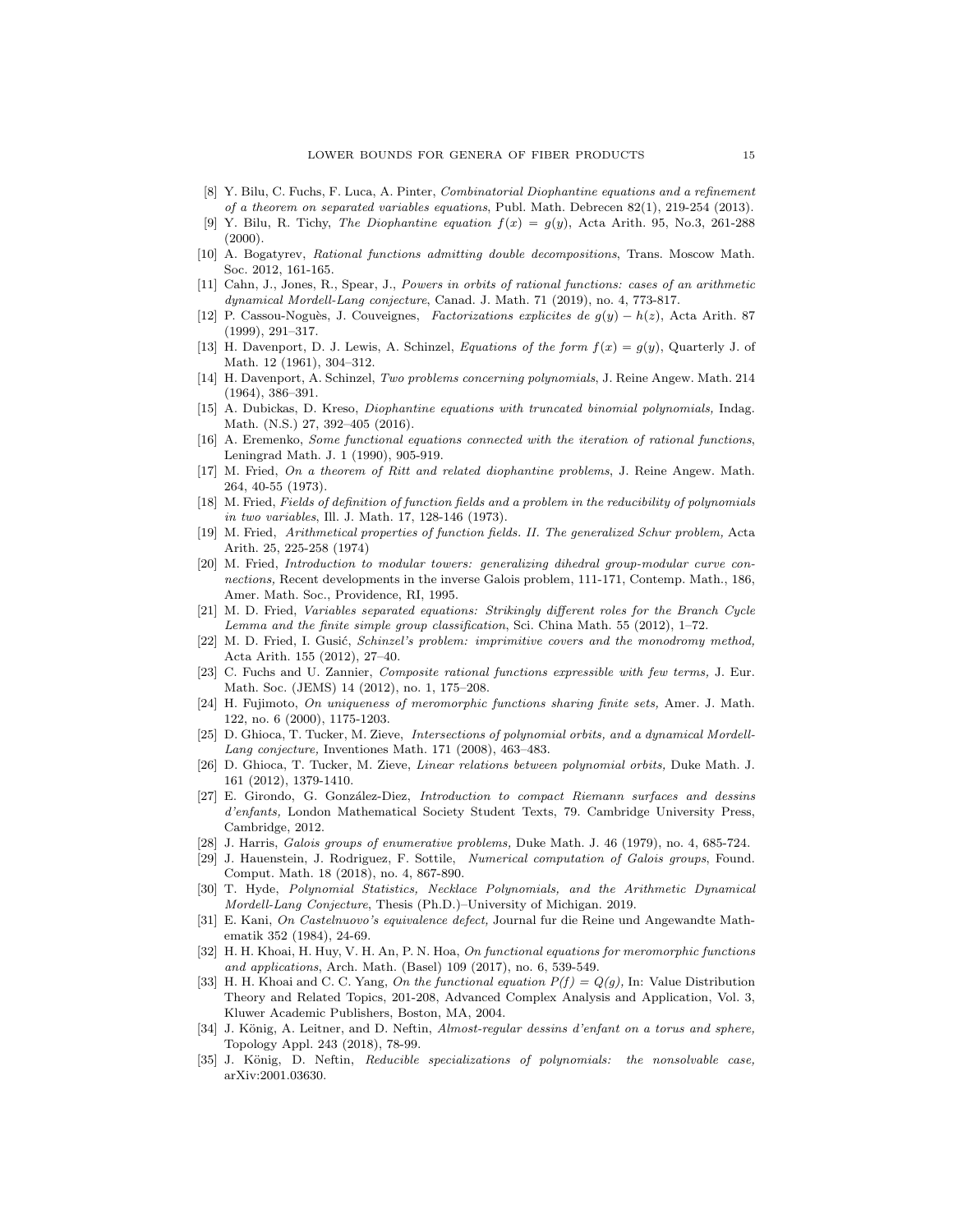- [8] Y. Bilu, C. Fuchs, F. Luca, A. Pinter, *Combinatorial Diophantine equations and a refinement of a theorem on separated variables equations*, Publ. Math. Debrecen 82(1), 219-254 (2013).
- [9] Y. Bilu, R. Tichy, *The Diophantine equation $f(x) = g(y)$*, Acta Arith. 95, No.3, 261-288 (2000).
- [10] A. Bogatyrev, *Rational functions admitting double decompositions*, Trans. Moscow Math. Soc. 2012, 161-165.
- [11] Cahn, J., Jones, R., Spear, J., *Powers in orbits of rational functions: cases of an arithmetic dynamical Mordell-Lang conjecture*, Canad. J. Math. 71 (2019), no. 4, 773-817.
- [12] P. Cassou-Noguès, J. Couveignes, *Factorizations explicites de $g(y) - h(z)$*, Acta Arith. 87 (1999), 291–317.
- [13] H. Davenport, D. J. Lewis, A. Schinzel, *Equations of the form $f(x) = g(y)$*, Quarterly J. of Math. 12 (1961), 304–312.
- [14] H. Davenport, A. Schinzel, *Two problems concerning polynomials*, J. Reine Angew. Math. 214 (1964), 386–391.
- [15] A. Dubickas, D. Kreso, *Diophantine equations with truncated binomial polynomials,* Indag. Math. (N.S.) 27, 392–405 (2016).
- [16] A. Eremenko, *Some functional equations connected with the iteration of rational functions*, Leningrad Math. J. 1 (1990), 905-919.
- [17] M. Fried, *On a theorem of Ritt and related diophantine problems*, J. Reine Angew. Math. 264, 40-55 (1973).
- [18] M. Fried, *Fields of definition of function fields and a problem in the reducibility of polynomials in two variables*, Ill. J. Math. 17, 128-146 (1973).
- [19] M. Fried, *Arithmetical properties of function fields. II. The generalized Schur problem,* Acta Arith. 25, 225-258 (1974)
- [20] M. Fried, *Introduction to modular towers: generalizing dihedral group-modular curve connections,* Recent developments in the inverse Galois problem, 111-171, Contemp. Math., 186, Amer. Math. Soc., Providence, RI, 1995.
- [21] M. D. Fried, *Variables separated equations: Strikingly different roles for the Branch Cycle Lemma and the finite simple group classification*, Sci. China Math. 55 (2012), 1–72.
- [22] M. D. Fried, I. Gusić, *Schinzel's problem: imprimitive covers and the monodromy method,* Acta Arith. 155 (2012), 27–40.
- [23] C. Fuchs and U. Zannier, *Composite rational functions expressible with few terms,* J. Eur. Math. Soc. (JEMS) 14 (2012), no. 1, 175–208.
- [24] H. Fujimoto, *On uniqueness of meromorphic functions sharing finite sets,* Amer. J. Math. 122, no. 6 (2000), 1175-1203.
- [25] D. Ghioca, T. Tucker, M. Zieve, *Intersections of polynomial orbits, and a dynamical Mordell-Lang conjecture,* Inventiones Math. 171 (2008), 463–483.
- [26] D. Ghioca, T. Tucker, M. Zieve, *Linear relations between polynomial orbits,* Duke Math. J. 161 (2012), 1379-1410.
- [27] E. Girondo, G. González-Diez, *Introduction to compact Riemann surfaces and dessins d'enfants,* London Mathematical Society Student Texts, 79. Cambridge University Press, Cambridge, 2012.
- [28] J. Harris, *Galois groups of enumerative problems,* Duke Math. J. 46 (1979), no. 4, 685-724.
- [29] J. Hauenstein, J. Rodriguez, F. Sottile, *Numerical computation of Galois groups*, Found. Comput. Math. 18 (2018), no. 4, 867-890.
- [30] T. Hyde, *Polynomial Statistics, Necklace Polynomials, and the Arithmetic Dynamical Mordell-Lang Conjecture*, Thesis (Ph.D.)–University of Michigan. 2019.
- [31] E. Kani, *On Castelnuovo's equivalence defect,* Journal fur die Reine und Angewandte Mathematik 352 (1984), 24-69.
- [32] H. H. Khoai, H. Huy, V. H. An, P. N. Hoa, *On functional equations for meromorphic functions and applications*, Arch. Math. (Basel) 109 (2017), no. 6, 539-549.
- [33] H. H. Khoai and C. C. Yang, *On the functional equation $P(f) = Q(g)$,* In: Value Distribution Theory and Related Topics, 201-208, Advanced Complex Analysis and Application, Vol. 3, Kluwer Academic Publishers, Boston, MA, 2004.
- [34] J. König, A. Leitner, and D. Neftin, *Almost-regular dessins d'enfant on a torus and sphere,* Topology Appl. 243 (2018), 78-99.
- [35] J. König, D. Neftin, *Reducible specializations of polynomials: the nonsolvable case,* arXiv:2001.03630.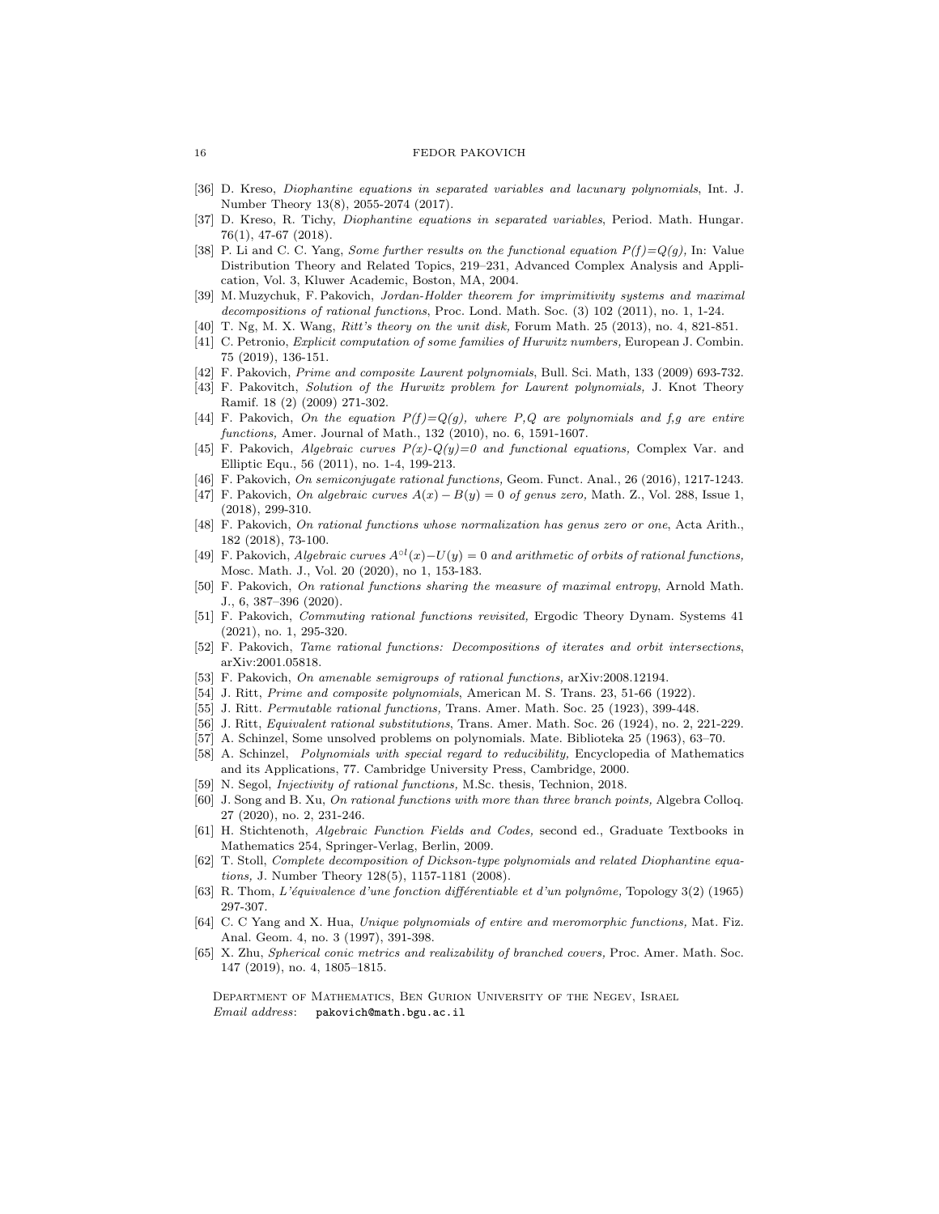[36] D. Kreso, *Diophantine equations in separated variables and lacunary polynomials*, Int. J. Number Theory 13(8), 2055-2074 (2017).

[37] D. Kreso, R. Tichy, *Diophantine equations in separated variables*, Period. Math. Hungar. 76(1), 47-67 (2018).

[38] P. Li and C. C. Yang, *Some further results on the functional equation $P(f)=Q(g)$*, In: Value Distribution Theory and Related Topics, 219–231, Advanced Complex Analysis and Application, Vol. 3, Kluwer Academic, Boston, MA, 2004.

[39] M. Muzychuk, F. Pakovich, *Jordan-Holder theorem for imprimitivity systems and maximal decompositions of rational functions*, Proc. Lond. Math. Soc. (3) 102 (2011), no. 1, 1-24.

[40] T. Ng, M. X. Wang, *Ritt's theory on the unit disk,* Forum Math. 25 (2013), no. 4, 821-851.

[41] C. Petronio, *Explicit computation of some families of Hurwitz numbers,* European J. Combin. 75 (2019), 136-151.

[42] F. Pakovich, *Prime and composite Laurent polynomials*, Bull. Sci. Math, 133 (2009) 693-732.

[43] F. Pakovitch, *Solution of the Hurwitz problem for Laurent polynomials,* J. Knot Theory Ramif. 18 (2) (2009) 271-302.

[44] F. Pakovich, *On the equation $P(f)=Q(g)$, where $P,Q$ are polynomials and $f,g$ are entire functions,* Amer. Journal of Math., 132 (2010), no. 6, 1591-1607.

[45] F. Pakovich, *Algebraic curves $P(x)$-$Q(y)=0$ and functional equations,* Complex Var. and Elliptic Equ., 56 (2011), no. 1-4, 199-213.

[46] F. Pakovich, *On semiconjugate rational functions,* Geom. Funct. Anal., 26 (2016), 1217-1243.

[47] F. Pakovich, *On algebraic curves $A(x) - B(y) = 0$ of genus zero,* Math. Z., Vol. 288, Issue 1, (2018), 299-310.

[48] F. Pakovich, *On rational functions whose normalization has genus zero or one*, Acta Arith., 182 (2018), 73-100.

[49] F. Pakovich, *Algebraic curves $A^{\circ l}(x)-U(y) = 0$ and arithmetic of orbits of rational functions,* Mosc. Math. J., Vol. 20 (2020), no 1, 153-183.

[50] F. Pakovich, *On rational functions sharing the measure of maximal entropy*, Arnold Math. J., 6, 387–396 (2020).

[51] F. Pakovich, *Commuting rational functions revisited,* Ergodic Theory Dynam. Systems 41 (2021), no. 1, 295-320.

[52] F. Pakovich, *Tame rational functions: Decompositions of iterates and orbit intersections*, arXiv:2001.05818.

[53] F. Pakovich, *On amenable semigroups of rational functions,* arXiv:2008.12194.

[54] J. Ritt, *Prime and composite polynomials*, American M. S. Trans. 23, 51-66 (1922).

[55] J. Ritt. *Permutable rational functions,* Trans. Amer. Math. Soc. 25 (1923), 399-448.

[56] J. Ritt, *Equivalent rational substitutions*, Trans. Amer. Math. Soc. 26 (1924), no. 2, 221-229.

[57] A. Schinzel, Some unsolved problems on polynomials. Mate. Biblioteka 25 (1963), 63–70.

[58] A. Schinzel, *Polynomials with special regard to reducibility,* Encyclopedia of Mathematics and its Applications, 77. Cambridge University Press, Cambridge, 2000.

[59] N. Segol, *Injectivity of rational functions,* M.Sc. thesis, Technion, 2018.

[60] J. Song and B. Xu, *On rational functions with more than three branch points,* Algebra Colloq. 27 (2020), no. 2, 231-246.

[61] H. Stichtenoth, *Algebraic Function Fields and Codes,* second ed., Graduate Textbooks in Mathematics 254, Springer-Verlag, Berlin, 2009.

[62] T. Stoll, *Complete decomposition of Dickson-type polynomials and related Diophantine equations,* J. Number Theory 128(5), 1157-1181 (2008).

[63] R. Thom, *L'équivalence d'une fonction différentiable et d'un polynôme,* Topology 3(2) (1965) 297-307.

[64] C. C Yang and X. Hua, *Unique polynomials of entire and meromorphic functions,* Mat. Fiz. Anal. Geom. 4, no. 3 (1997), 391-398.

[65] X. Zhu, *Spherical conic metrics and realizability of branched covers,* Proc. Amer. Math. Soc. 147 (2019), no. 4, 1805–1815.

Department of Mathematics, Ben Gurion University of the Negev, Israel
*Email address*: pakovich@math.bgu.ac.il